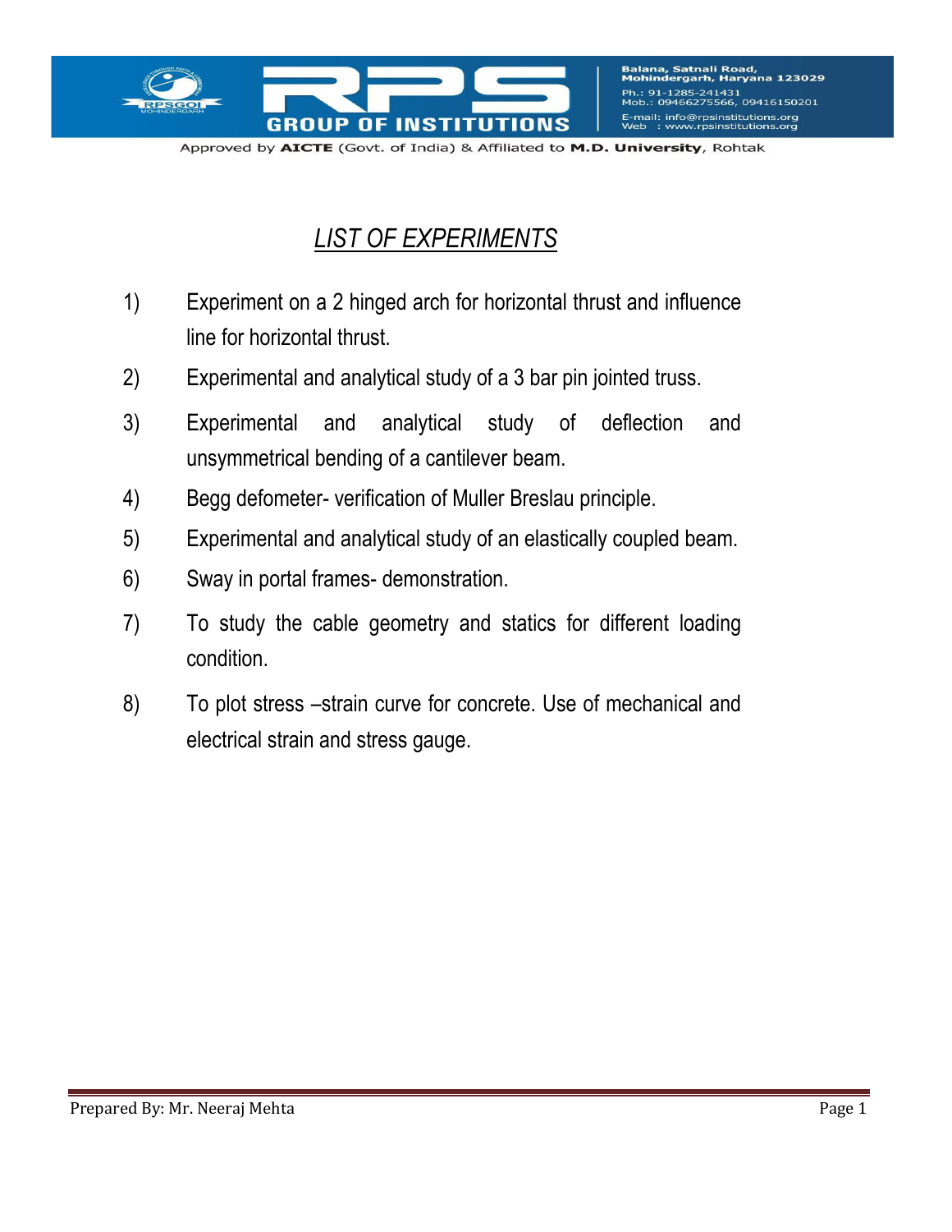# LIST OF EXPERIMENTS

1) Experiment on a 2 hinged arch for horizontal thrust and influence line for horizontal thrust.
2) Experimental and analytical study of a 3 bar pin jointed truss.
3) Experimental and analytical study of deflection and unsymmetrical bending of a cantilever beam.
4) Begg defometer- verification of Muller Breslau principle.
5) Experimental and analytical study of an elastically coupled beam.
6) Sway in portal frames- demonstration.
7) To study the cable geometry and statics for different loading condition.
8) To plot stress –strain curve for concrete. Use of mechanical and electrical strain and stress gauge.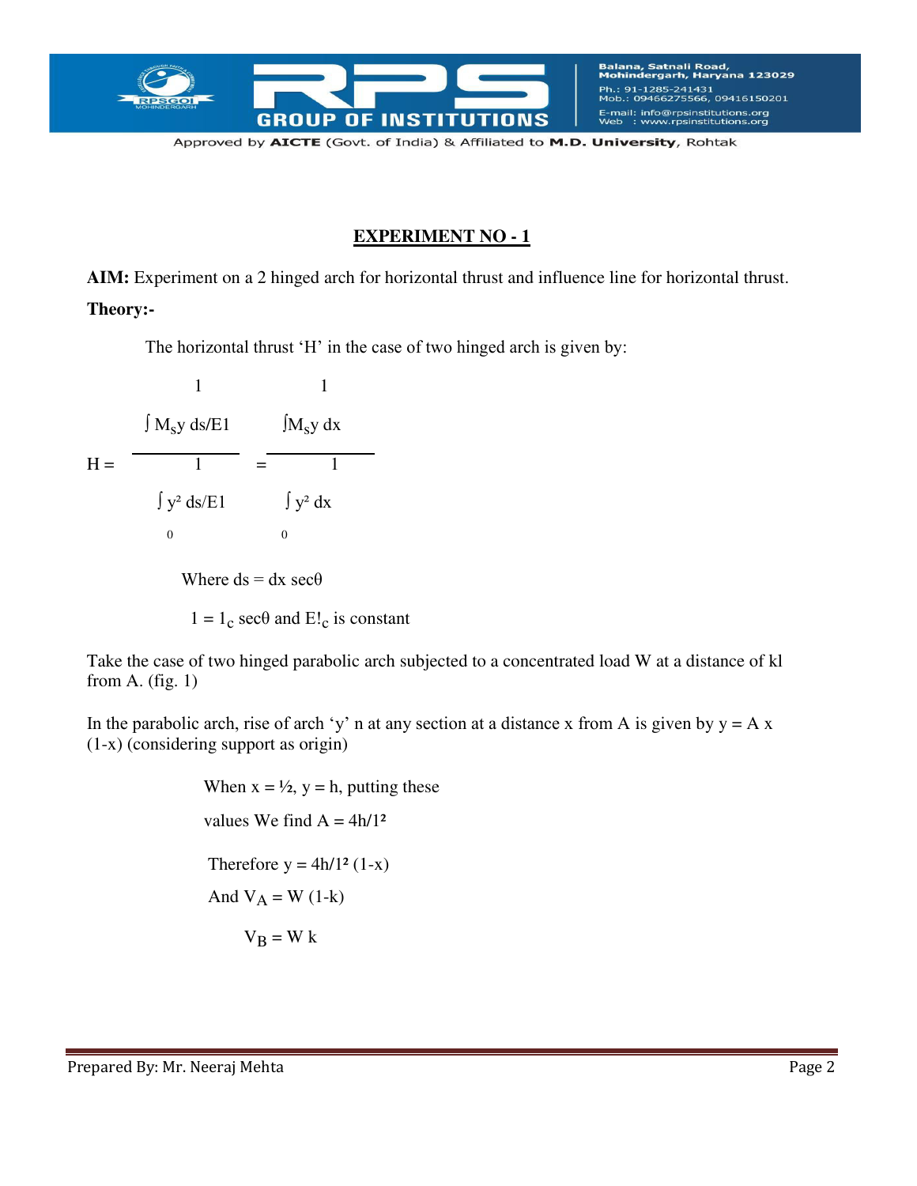## EXPERIMENT NO - 1

**AIM:** Experiment on a 2 hinged arch for horizontal thrust and influence line for horizontal thrust.

**Theory:-**

The horizontal thrust 'H' in the case of two hinged arch is given by:

$$H = \frac{\int_0^1 M_s y \, ds/EI}{\int_0^1 y^2 \, ds/EI} = \frac{\int_0^1 M_s y \, dx}{\int_0^1 y^2 \, dx}$$

Where $ds = dx \sec\theta$

$1 = 1_c \sec\theta$ and $E!_c$ is constant

Take the case of two hinged parabolic arch subjected to a concentrated load W at a distance of kl from A. (fig. 1)

In the parabolic arch, rise of arch 'y' n at any section at a distance x from A is given by $y = A\, x\, (1-x)$ (considering support as origin)

When $x = ½$, $y = h$, putting these values We find $A = 4h/1^2$

Therefore $y = 4h/1^2\, (1-x)$

And $V_A = W\,(1-k)$

$V_B = W\, k$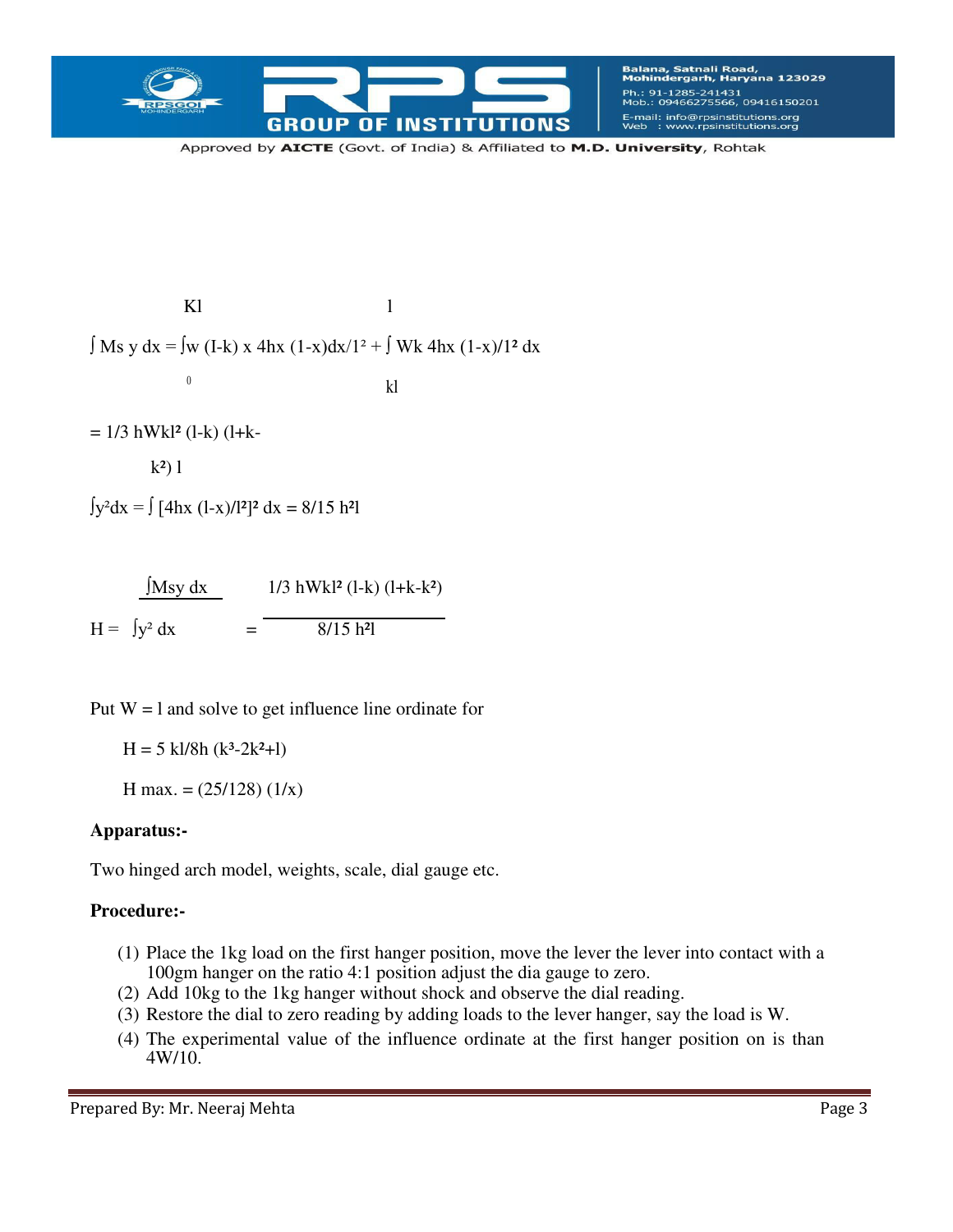$$\int M_s y \, dx = \int_0^{Kl} w (l-k) \times 4hx (1-x)dx/l^2 + \int_{kl}^{l} Wk \, 4hx (1-x)/l^2 \, dx$$

$$= 1/3 \, hWkl^2 (l-k) (l+k-k^2) \, l$$

$$\int y^2 dx = \int [4hx (l-x)/l^2]^2 \, dx = 8/15 \, h^2 l$$

$$H = \frac{\int M_s y \, dx}{\int y^2 \, dx} = \frac{1/3 \, hWkl^2 (l-k) (l+k-k^2)}{8/15 \, h^2 l}$$

Put W = l and solve to get influence line ordinate for

$$H = 5 \, kl/8h \, (k^3-2k^2+l)$$

$$H \text{ max.} = (25/128) \, (1/x)$$

**Apparatus:-**

Two hinged arch model, weights, scale, dial gauge etc.

**Procedure:-**

1. Place the 1kg load on the first hanger position, move the lever the lever into contact with a 100gm hanger on the ratio 4:1 position adjust the dia gauge to zero.
2. Add 10kg to the 1kg hanger without shock and observe the dial reading.
3. Restore the dial to zero reading by adding loads to the lever hanger, say the load is W.
4. The experimental value of the influence ordinate at the first hanger position on is than 4W/10.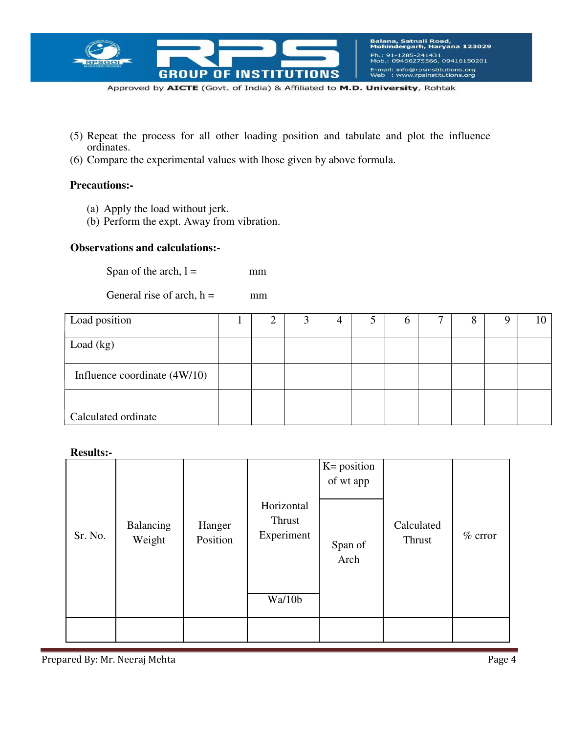(5) Repeat the process for all other loading position and tabulate and plot the influence ordinates.
(6) Compare the experimental values with lhose given by above formula.

**Precautions:-**

(a) Apply the load without jerk.
(b) Perform the expt. Away from vibration.

**Observations and calculations:-**

Span of the arch, l = mm

General rise of arch, h = mm

| Load position | 1 | 2 | 3 | 4 | 5 | 6 | 7 | 8 | 9 | 10 |
|---|---|---|---|---|---|---|---|---|---|---|
| Load (kg) | | | | | | | | | | |
| Influence coordinate (4W/10) | | | | | | | | | | |
| Calculated ordinate | | | | | | | | | | |

**Results:-**

| Sr. No. | Balancing Weight | Hanger Position | Horizontal Thrust Experiment Wa/10b | K= position of wt app / Span of Arch | Calculated Thrust | % crror |
|---|---|---|---|---|---|---|
| | | | | | | |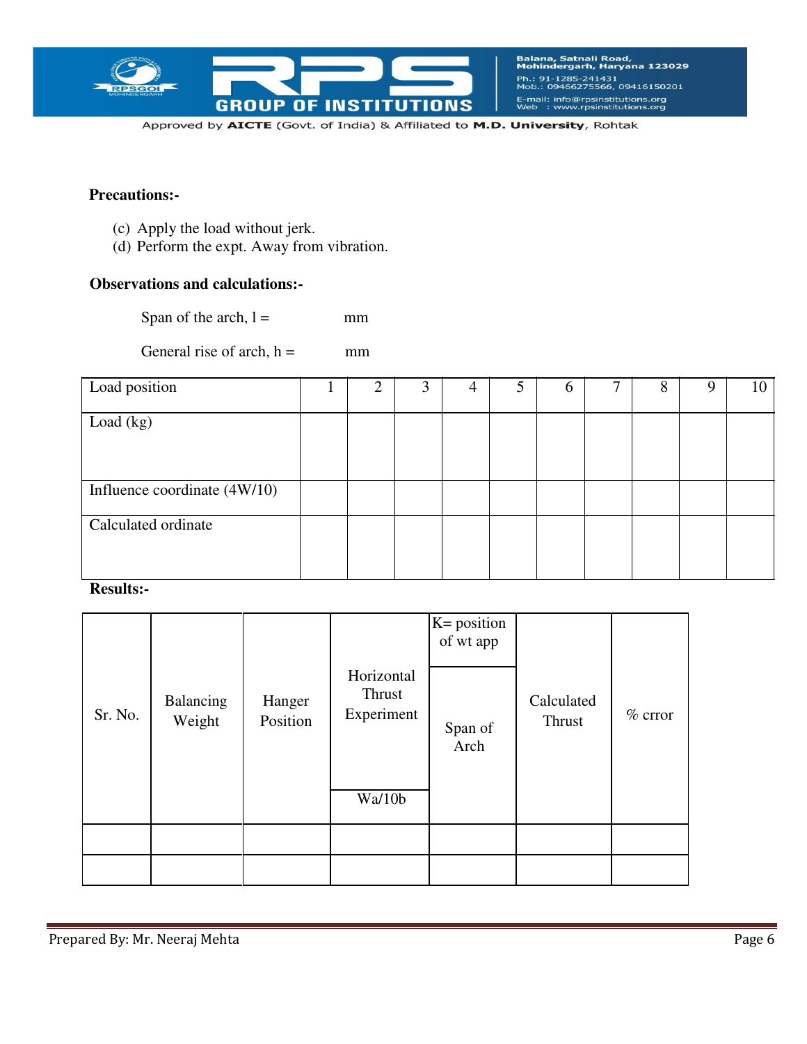**Precautions:-**

(c) Apply the load without jerk.
(d) Perform the expt. Away from vibration.

**Observations and calculations:-**

Span of the arch, l =  mm

General rise of arch, h =  mm

| Load position | 1 | 2 | 3 | 4 | 5 | 6 | 7 | 8 | 9 | 10 |
|---|---|---|---|---|---|---|---|---|---|---|
| Load (kg) | | | | | | | | | | |
| Influence coordinate (4W/10) | | | | | | | | | | |
| Calculated ordinate | | | | | | | | | | |

**Results:-**

| Sr. No. | Balancing Weight | Hanger Position | Horizontal Thrust Experiment Wa/10b | K= position of wt app / Span of Arch | Calculated Thrust | % crror |
|---|---|---|---|---|---|---|
| | | | | | | |
| | | | | | | |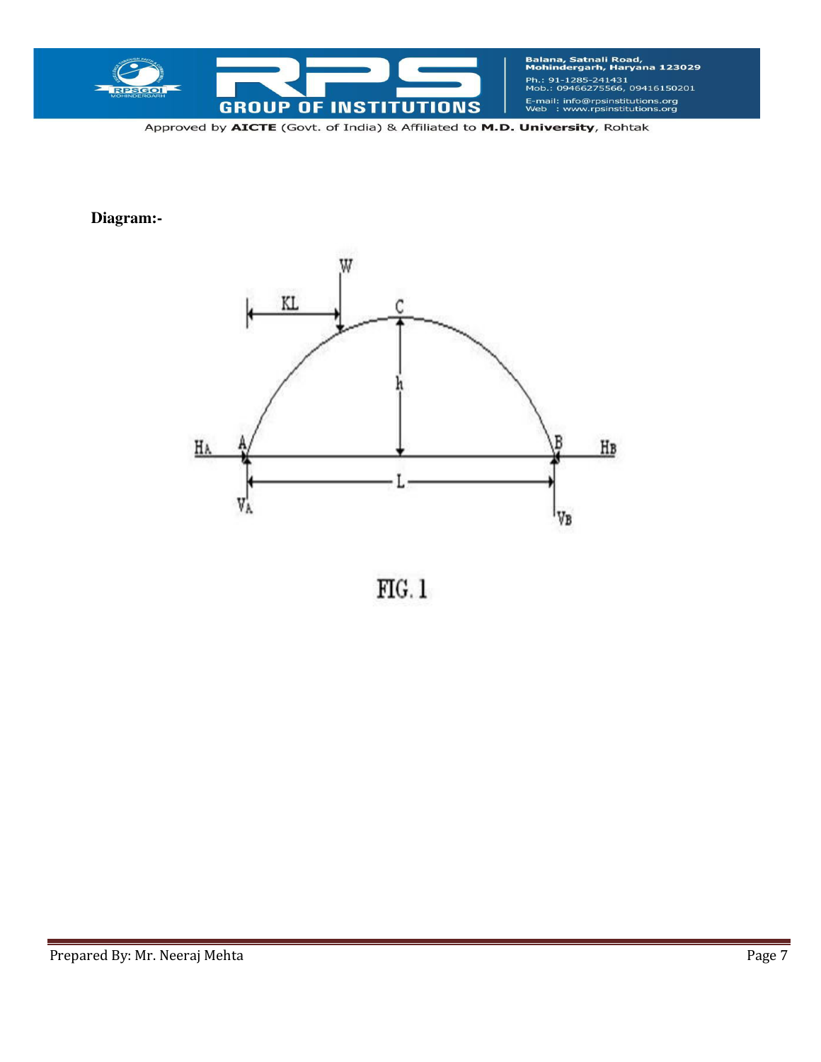**Diagram:-**

FIG. 1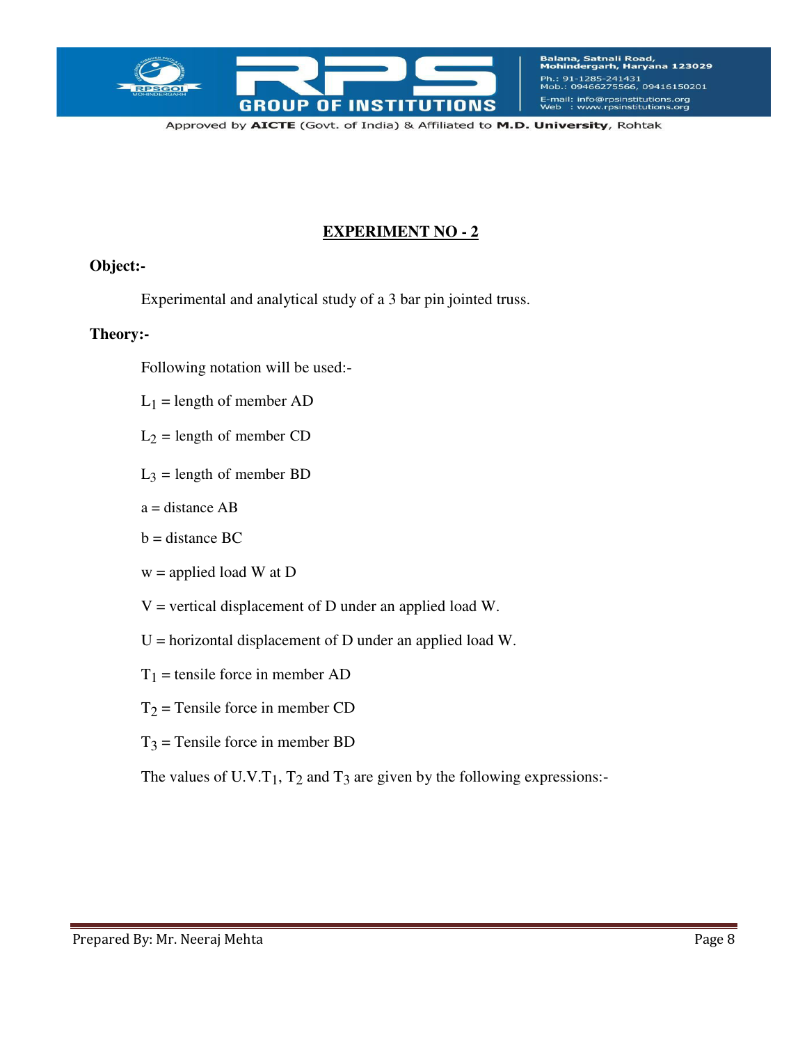## EXPERIMENT NO - 2

**Object:-**

Experimental and analytical study of a 3 bar pin jointed truss.

**Theory:-**

Following notation will be used:-

$L_1$ = length of member AD

$L_2$ = length of member CD

$L_3$ = length of member BD

a = distance AB

b = distance BC

w = applied load W at D

V = vertical displacement of D under an applied load W.

U = horizontal displacement of D under an applied load W.

$T_1$ = tensile force in member AD

$T_2$ = Tensile force in member CD

$T_3$ = Tensile force in member BD

The values of U.V.$T_1$, $T_2$ and $T_3$ are given by the following expressions:-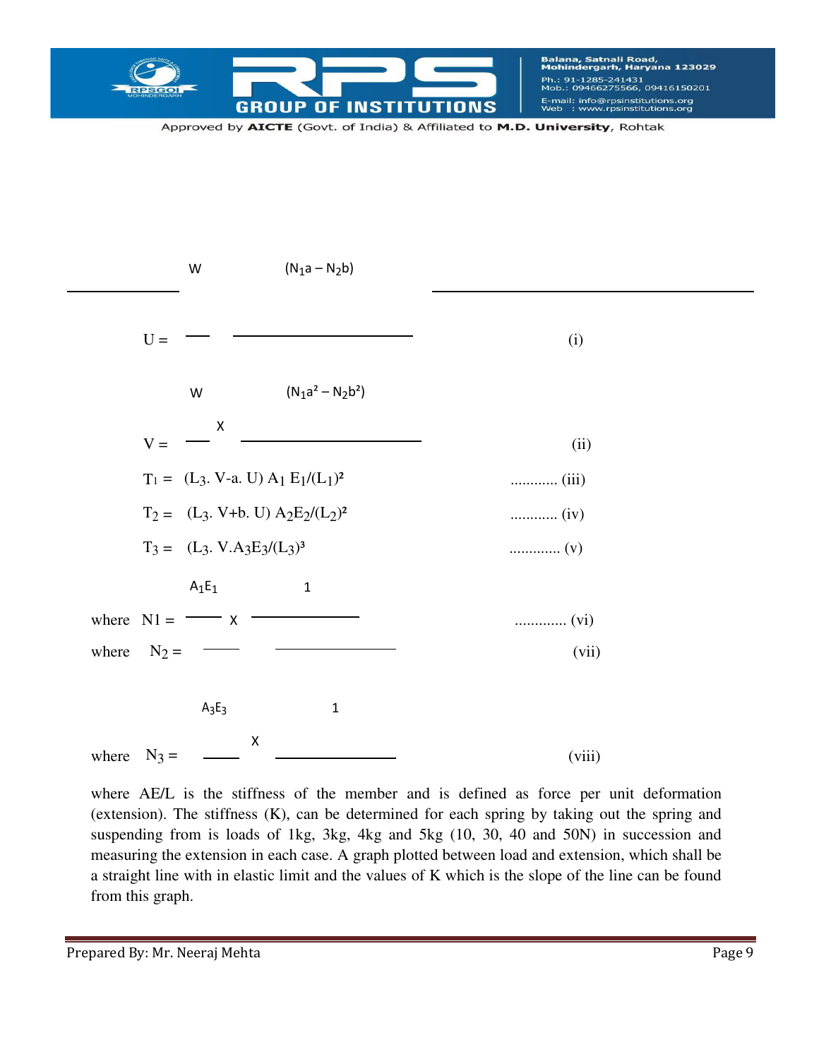$$U = \frac{W}{\phantom{x}} \cdot \frac{(N_1a - N_2b)}{\phantom{xxxxxxxx}} \qquad \text{(i)}$$

$$V = \frac{W}{\phantom{x}} \times \frac{(N_1a^2 - N_2b^2)}{\phantom{xxxxxxxx}} \qquad \text{(ii)}$$

$T_1 = (L_3.\ V\text{-}a.\ U)\ A_1\ E_1/(L_1)^2$ ............ (iii)

$T_2 = (L_3.\ V\text{+}b.\ U)\ A_2E_2/(L_2)^2$ ............ (iv)

$T_3 = (L_3.\ V.A_3E_3/(L_3)^3$ ............. (v)

where $N1 = \frac{A_1E_1}{\phantom{xx}} \times \frac{1}{\phantom{xxxxxx}}$ ............. (vi)

where $N_2 = \frac{\phantom{xx}}{\phantom{xx}} \quad \frac{\phantom{xxxxxx}}{\phantom{xxxxxx}}$ (vii)

where $N_3 = \frac{A_3E_3}{\phantom{xx}} \times \frac{1}{\phantom{xxxxxx}}$ (viii)

where AE/L is the stiffness of the member and is defined as force per unit deformation (extension). The stiffness (K), can be determined for each spring by taking out the spring and suspending from is loads of 1kg, 3kg, 4kg and 5kg (10, 30, 40 and 50N) in succession and measuring the extension in each case. A graph plotted between load and extension, which shall be a straight line with in elastic limit and the values of K which is the slope of the line can be found from this graph.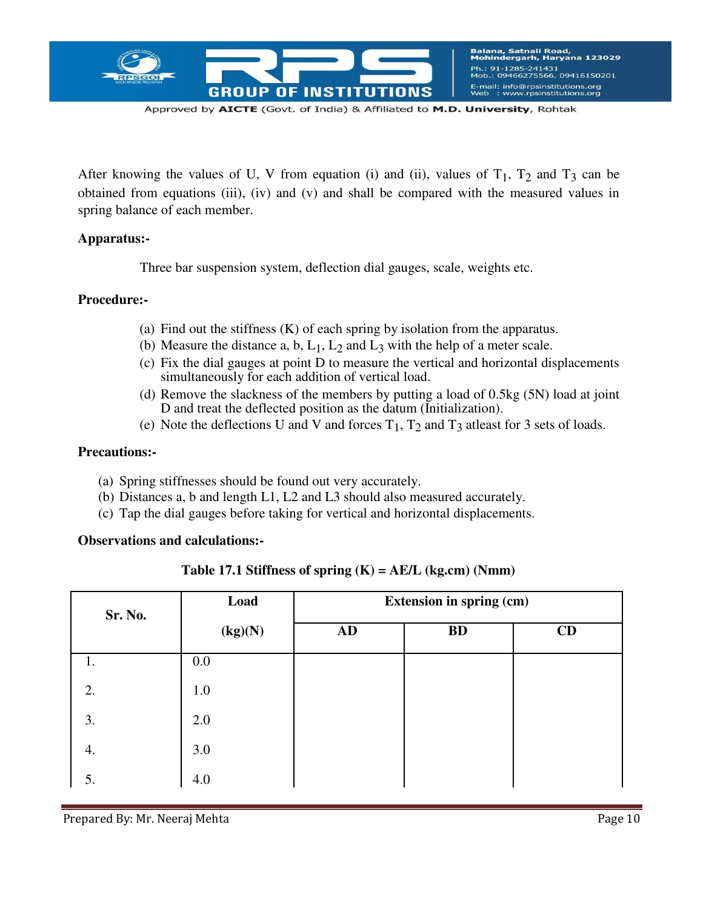After knowing the values of U, V from equation (i) and (ii), values of $T_1$, $T_2$ and $T_3$ can be obtained from equations (iii), (iv) and (v) and shall be compared with the measured values in spring balance of each member.

**Apparatus:-**

Three bar suspension system, deflection dial gauges, scale, weights etc.

**Procedure:-**

(a) Find out the stiffness (K) of each spring by isolation from the apparatus.
(b) Measure the distance a, b, $L_1$, $L_2$ and $L_3$ with the help of a meter scale.
(c) Fix the dial gauges at point D to measure the vertical and horizontal displacements simultaneously for each addition of vertical load.
(d) Remove the slackness of the members by putting a load of 0.5kg (5N) load at joint D and treat the deflected position as the datum (Initialization).
(e) Note the deflections U and V and forces $T_1$, $T_2$ and $T_3$ atleast for 3 sets of loads.

**Precautions:-**

(a) Spring stiffnesses should be found out very accurately.
(b) Distances a, b and length L1, L2 and L3 should also measured accurately.
(c) Tap the dial gauges before taking for vertical and horizontal displacements.

**Observations and calculations:-**

**Table 17.1 Stiffness of spring (K) = AE/L (kg.cm) (Nmm)**

| Sr. No. | Load (kg)(N) | Extension in spring (cm) | | |
|---|---|---|---|---|
| | | AD | BD | CD |
| 1. | 0.0 | | | |
| 2. | 1.0 | | | |
| 3. | 2.0 | | | |
| 4. | 3.0 | | | |
| 5. | 4.0 | | | |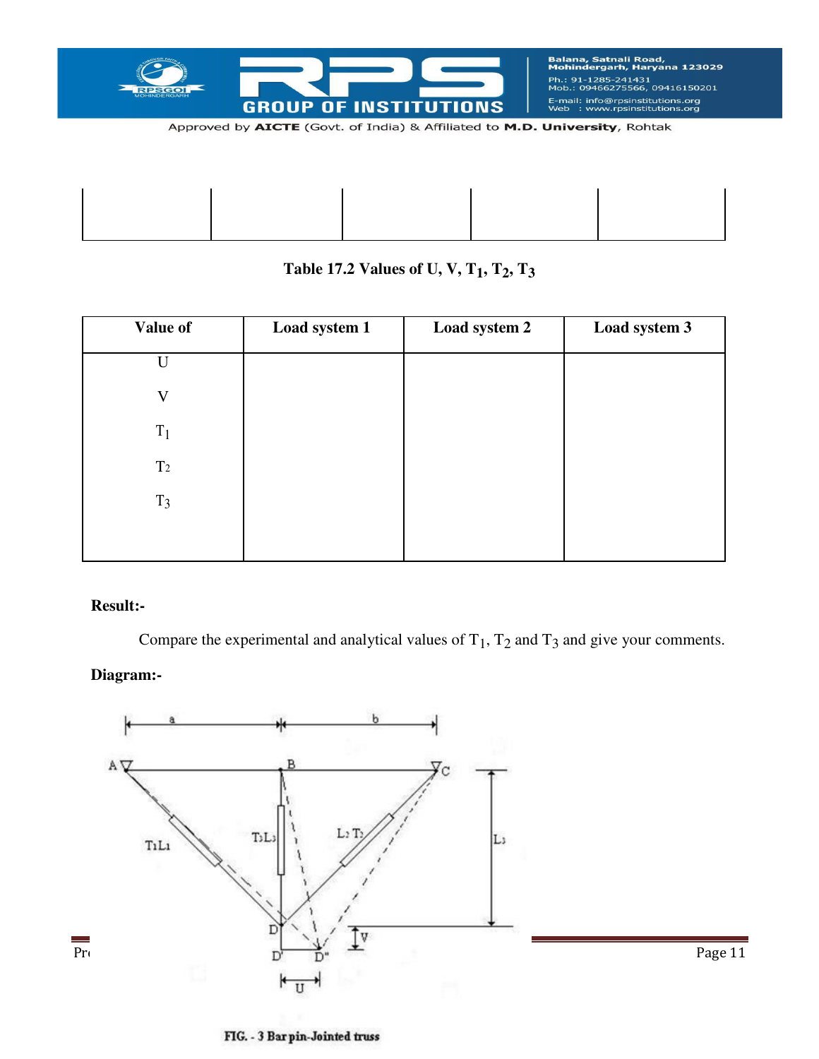| | | | | |
|---|---|---|---|---|
| | | | | |

**Table 17.2 Values of U, V, $T_1$, $T_2$, $T_3$**

| Value of | Load system 1 | Load system 2 | Load system 3 |
|---|---|---|---|
| U | | | |
| V | | | |
| $T_1$ | | | |
| $T_2$ | | | |
| $T_3$ | | | |

**Result:-**

Compare the experimental and analytical values of $T_1$, $T_2$ and $T_3$ and give your comments.

**Diagram:-**

FIG. - 3 Bar pin-Jointed truss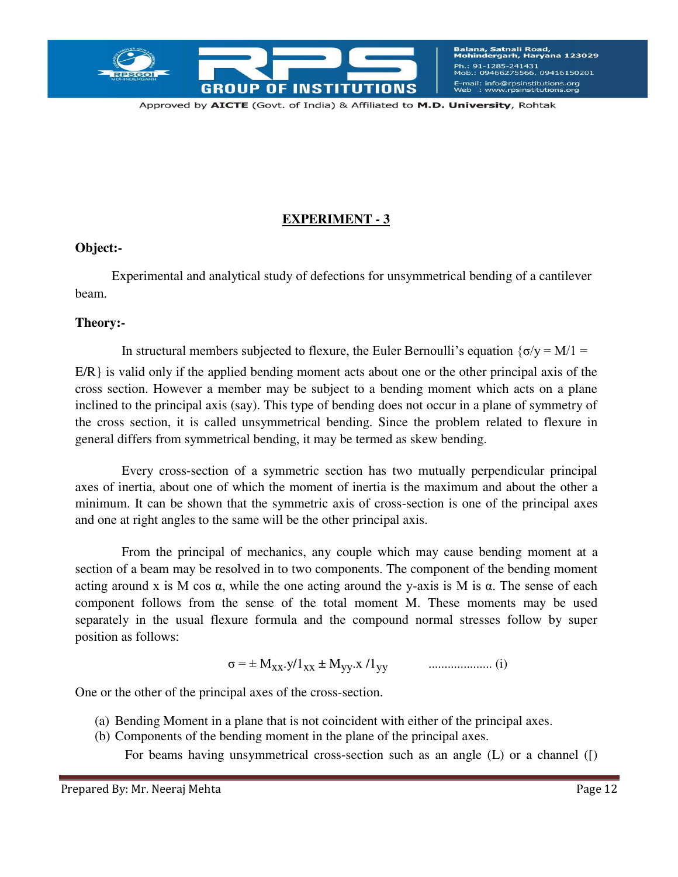## EXPERIMENT - 3

**Object:-**

Experimental and analytical study of defections for unsymmetrical bending of a cantilever beam.

**Theory:-**

In structural members subjected to flexure, the Euler Bernoulli's equation $\{\sigma/y = M/1 = E/R\}$ is valid only if the applied bending moment acts about one or the other principal axis of the cross section. However a member may be subject to a bending moment which acts on a plane inclined to the principal axis (say). This type of bending does not occur in a plane of symmetry of the cross section, it is called unsymmetrical bending. Since the problem related to flexure in general differs from symmetrical bending, it may be termed as skew bending.

Every cross-section of a symmetric section has two mutually perpendicular principal axes of inertia, about one of which the moment of inertia is the maximum and about the other a minimum. It can be shown that the symmetric axis of cross-section is one of the principal axes and one at right angles to the same will be the other principal axis.

From the principal of mechanics, any couple which may cause bending moment at a section of a beam may be resolved in to two components. The component of the bending moment acting around x is M cos α, while the one acting around the y-axis is M is α. The sense of each component follows from the sense of the total moment M. These moments may be used separately in the usual flexure formula and the compound normal stresses follow by super position as follows:

$$\sigma = \pm M_{xx}.y/1_{xx} \pm M_{yy}.x/1_{yy} \qquad \text{.................... (i)}$$

One or the other of the principal axes of the cross-section.

(a) Bending Moment in a plane that is not coincident with either of the principal axes.
(b) Components of the bending moment in the plane of the principal axes.

For beams having unsymmetrical cross-section such as an angle (L) or a channel ([)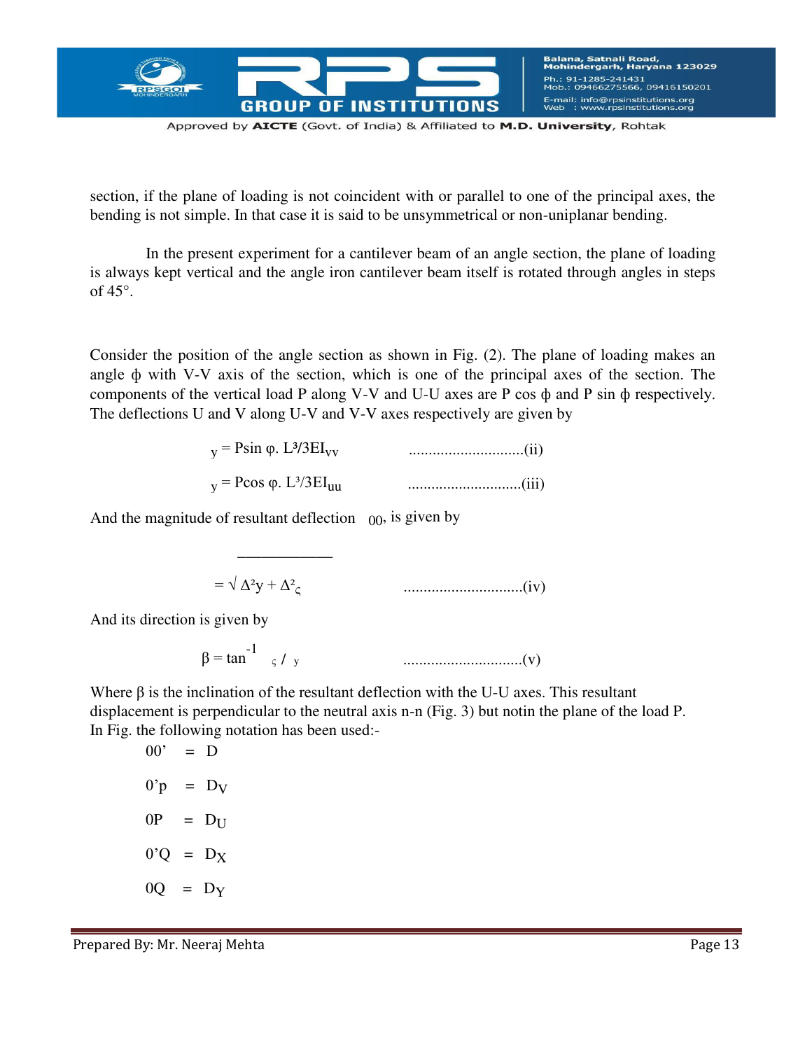section, if the plane of loading is not coincident with or parallel to one of the principal axes, the bending is not simple. In that case it is said to be unsymmetrical or non-uniplanar bending.

In the present experiment for a cantilever beam of an angle section, the plane of loading is always kept vertical and the angle iron cantilever beam itself is rotated through angles in steps of 45°.

Consider the position of the angle section as shown in Fig. (2). The plane of loading makes an angle ϕ with V-V axis of the section, which is one of the principal axes of the section. The components of the vertical load P along V-V and U-U axes are P cos ϕ and P sin ϕ respectively. The deflections U and V along U-V and V-V axes respectively are given by

$$_y = P\sin\varphi .\ L^3/3EI_{vv} \qquad \text{.............................(ii)}$$

$$_y = P\cos\varphi .\ L^3/3EI_{uu} \qquad \text{.............................(iii)}$$

And the magnitude of resultant deflection $_{00}$, is given by

$$= \sqrt{\Delta^2 y + \Delta^2_{\varsigma}} \qquad \text{..............................(iv)}$$

And its direction is given by

$$\beta = \tan^{-1} \ _{\varsigma} / \ _{y} \qquad \text{..............................(v)}$$

Where β is the inclination of the resultant deflection with the U-U axes. This resultant displacement is perpendicular to the neutral axis n-n (Fig. 3) but notin the plane of the load P. In Fig. the following notation has been used:-

00' = D

0'p = $D_V$

0P = $D_U$

0'Q = $D_X$

0Q = $D_Y$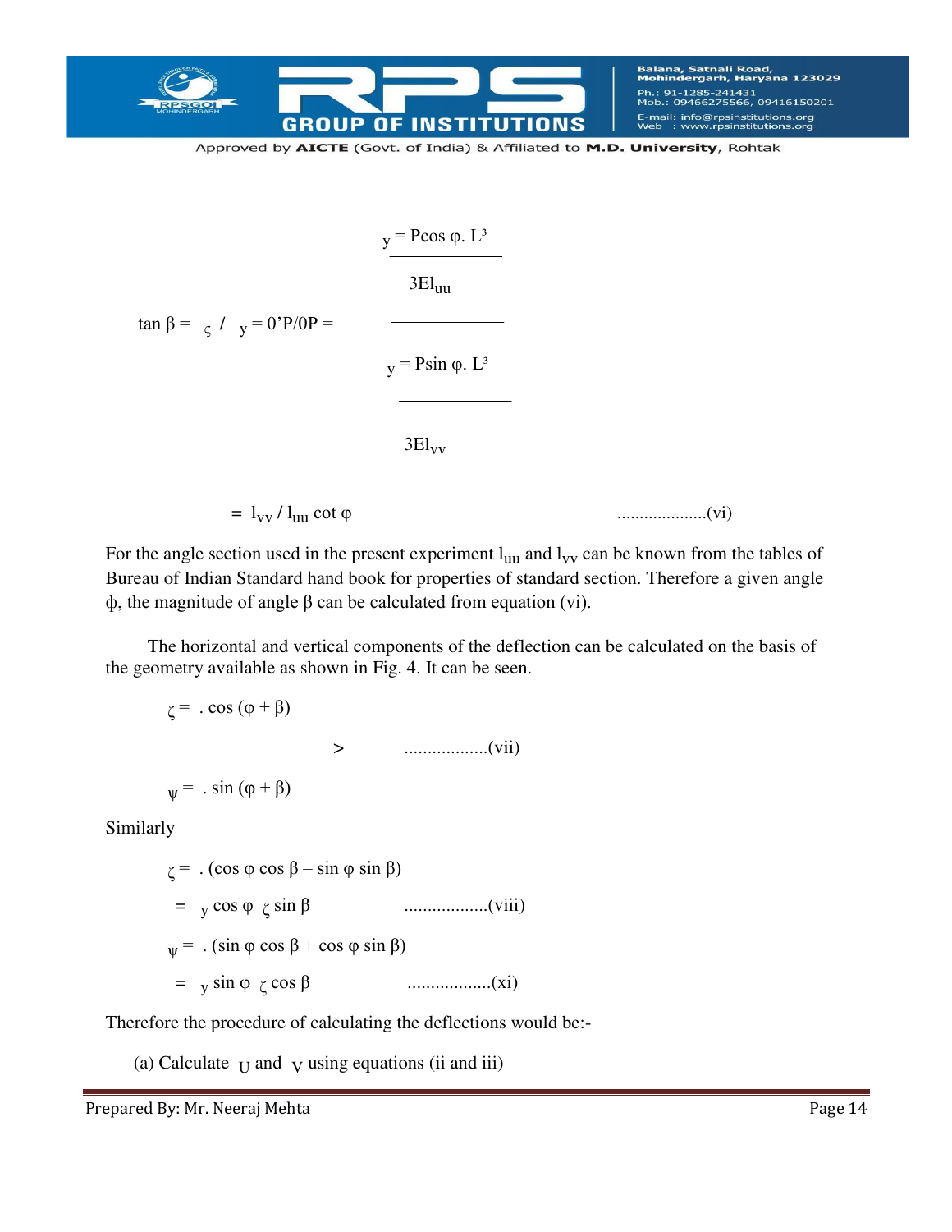$$\tan \beta = {}_{\varsigma} \;/\; {}_{y} = 0'P/0P = \frac{\dfrac{{}_{y} = P\cos\varphi.\, L^3}{3EI_{uu}}}{\dfrac{{}_{y} = P\sin\varphi.\, L^3}{3EI_{vv}}}$$

$$= I_{vv} / I_{uu} \cot \varphi \qquad \text{....................(vi)}$$

For the angle section used in the present experiment $I_{uu}$ and $I_{vv}$ can be known from the tables of Bureau of Indian Standard hand book for properties of standard section. Therefore a given angle ϕ, the magnitude of angle β can be calculated from equation (vi).

The horizontal and vertical components of the deflection can be calculated on the basis of the geometry available as shown in Fig. 4. It can be seen.

$$\varsigma = \;.\cos(\varphi + \beta)$$

$$> \qquad \text{..................(vii)}$$

$$\psi = \;.\sin(\varphi + \beta)$$

Similarly

$$\varsigma = \;.(\cos\varphi \cos\beta - \sin\varphi \sin\beta)$$

$$= {}_{y}\cos\varphi \;\; {}_{\varsigma}\sin\beta \qquad \text{..................(viii)}$$

$$\psi = \;.(\sin\varphi \cos\beta + \cos\varphi \sin\beta)$$

$$= {}_{y}\sin\varphi \;\; {}_{\varsigma}\cos\beta \qquad \text{..................(xi)}$$

Therefore the procedure of calculating the deflections would be:-

(a) Calculate $_{U}$ and $_{V}$ using equations (ii and iii)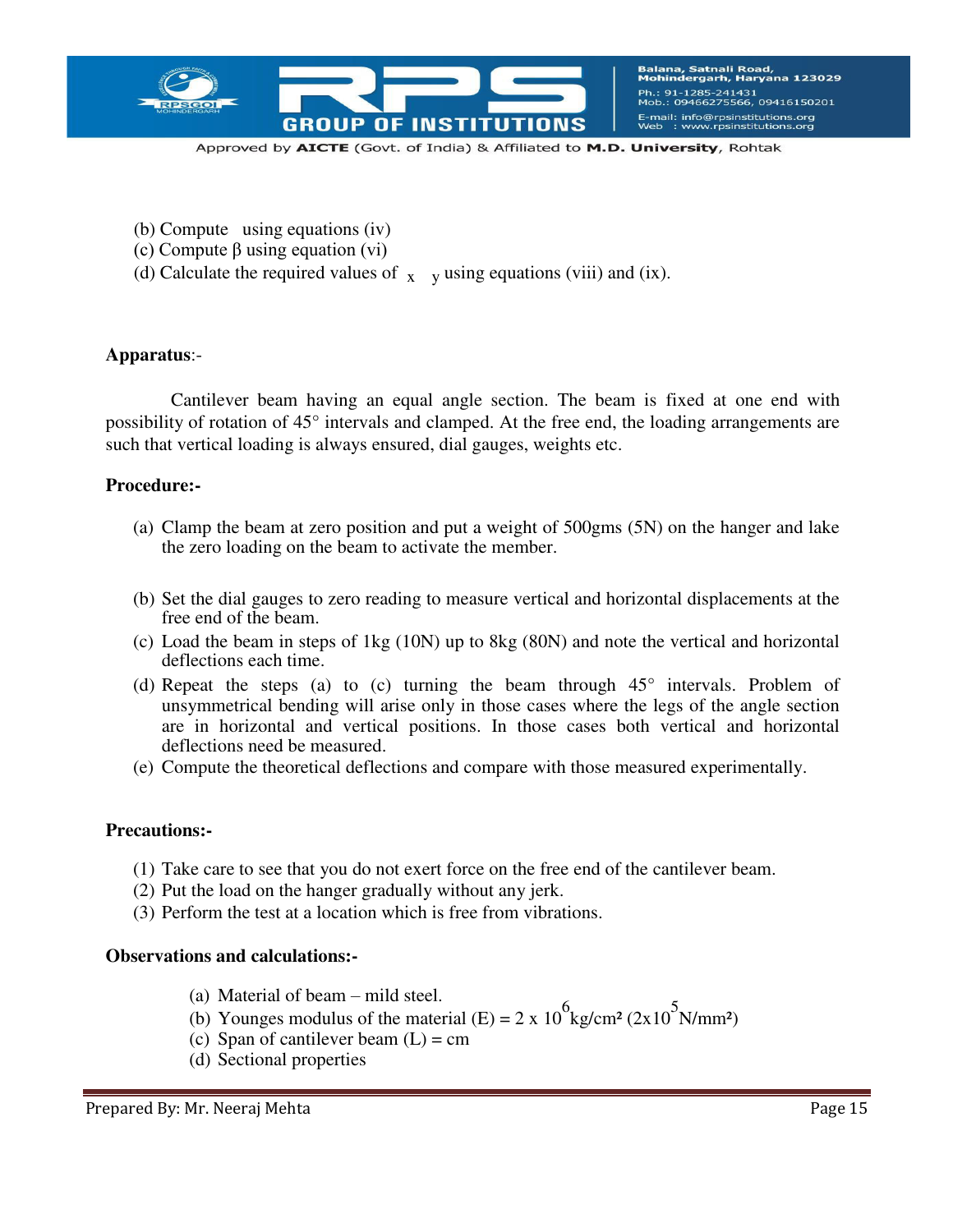(b) Compute   using equations (iv)
(c) Compute β using equation (vi)
(d) Calculate the required values of $_x$ $_y$ using equations (viii) and (ix).

**Apparatus**:-

Cantilever beam having an equal angle section. The beam is fixed at one end with possibility of rotation of 45° intervals and clamped. At the free end, the loading arrangements are such that vertical loading is always ensured, dial gauges, weights etc.

**Procedure:-**

(a) Clamp the beam at zero position and put a weight of 500gms (5N) on the hanger and lake the zero loading on the beam to activate the member.

(b) Set the dial gauges to zero reading to measure vertical and horizontal displacements at the free end of the beam.
(c) Load the beam in steps of 1kg (10N) up to 8kg (80N) and note the vertical and horizontal deflections each time.
(d) Repeat the steps (a) to (c) turning the beam through 45° intervals. Problem of unsymmetrical bending will arise only in those cases where the legs of the angle section are in horizontal and vertical positions. In those cases both vertical and horizontal deflections need be measured.
(e) Compute the theoretical deflections and compare with those measured experimentally.

**Precautions:-**

(1) Take care to see that you do not exert force on the free end of the cantilever beam.
(2) Put the load on the hanger gradually without any jerk.
(3) Perform the test at a location which is free from vibrations.

**Observations and calculations:-**

(a) Material of beam – mild steel.
(b) Younges modulus of the material (E) = $2 \times 10^6$ kg/cm² ($2 \times 10^5$ N/mm²)
(c) Span of cantilever beam (L) = cm
(d) Sectional properties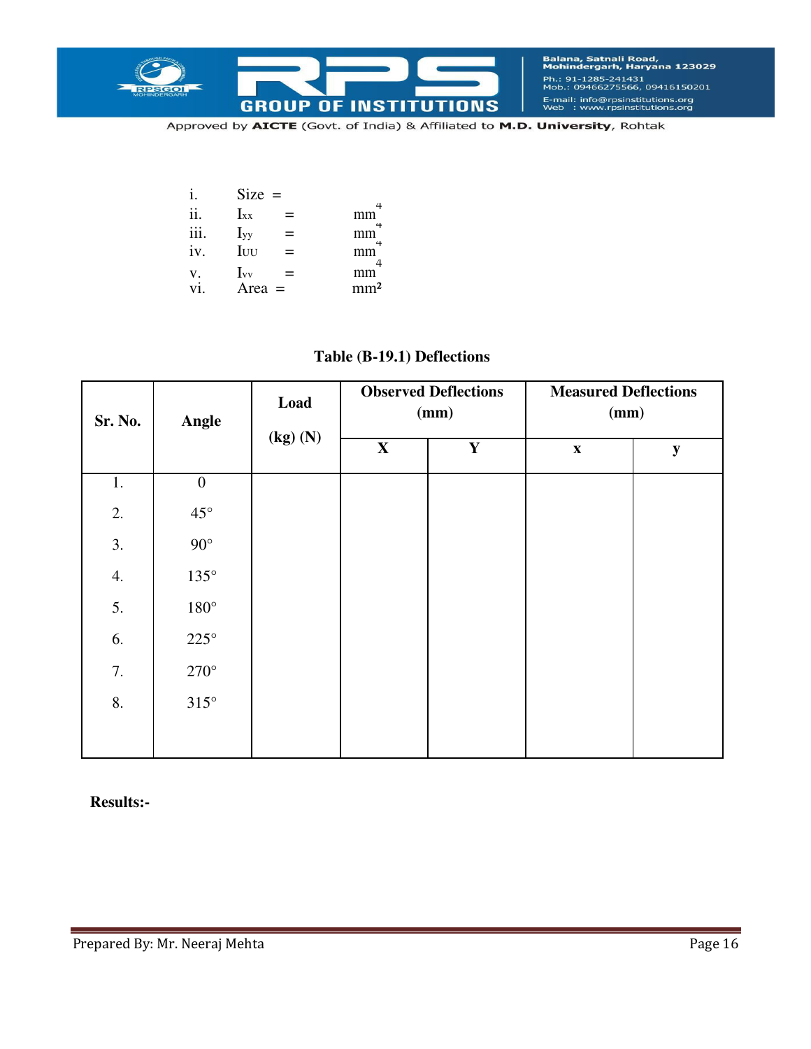i. Size =

ii. $I_{xx}$ = $mm^4$

iii. $I_{yy}$ = $mm^4$

iv. $I_{UU}$ = $mm^4$

v. $I_{vv}$ = $mm^4$

vi. Area = $mm^2$

**Table (B-19.1) Deflections**

| Sr. No. | Angle | Load (kg) (N) | Observed Deflections (mm) | | Measured Deflections (mm) | |
|---|---|---|---|---|---|---|
| | | | X | Y | x | y |
| 1. | 0 | | | | | |
| 2. | 45° | | | | | |
| 3. | 90° | | | | | |
| 4. | 135° | | | | | |
| 5. | 180° | | | | | |
| 6. | 225° | | | | | |
| 7. | 270° | | | | | |
| 8. | 315° | | | | | |

**Results:-**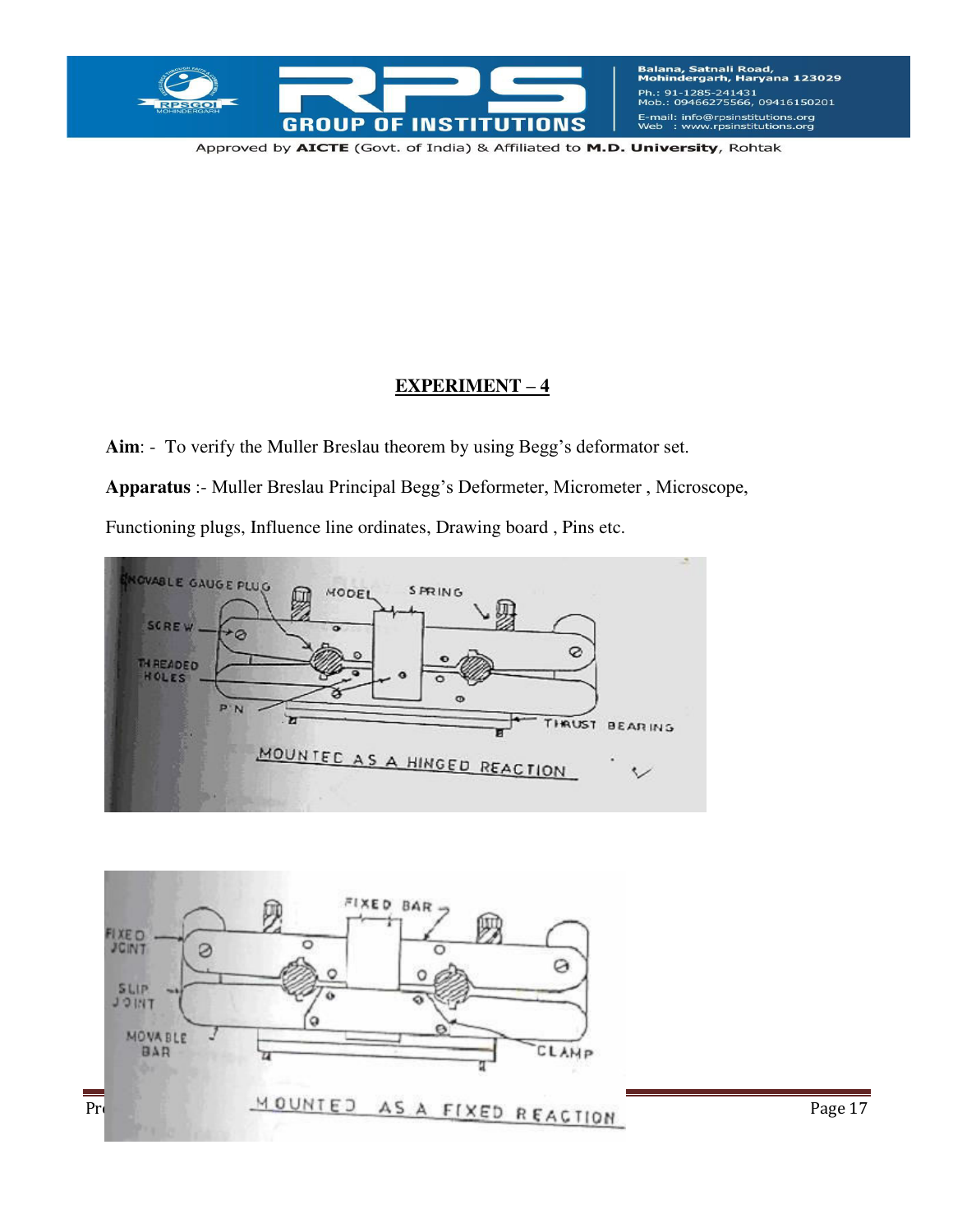## EXPERIMENT – 4

**Aim**: - To verify the Muller Breslau theorem by using Begg's deformator set.

**Apparatus** :- Muller Breslau Principal Begg's Deformeter, Micrometer , Microscope, Functioning plugs, Influence line ordinates, Drawing board , Pins etc.

MOVABLE GAUGE PLUG, MODEL, SPRING, SCREW, THREADED HOLES, PIN, THRUST BEARING

MOUNTED AS A HINGED REACTION

FIXED BAR, FIXED JOINT, SLIP JOINT, MOVABLE BAR, CLAMP

MOUNTED AS A FIXED REACTION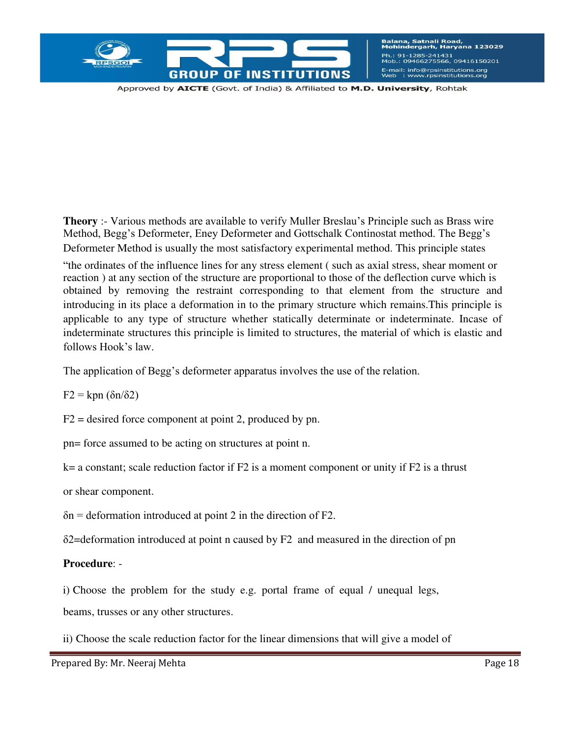**Theory** :- Various methods are available to verify Muller Breslau's Principle such as Brass wire Method, Begg's Deformeter, Eney Deformeter and Gottschalk Continostat method. The Begg's Deformeter Method is usually the most satisfactory experimental method. This principle states

"the ordinates of the influence lines for any stress element ( such as axial stress, shear moment or reaction ) at any section of the structure are proportional to those of the deflection curve which is obtained by removing the restraint corresponding to that element from the structure and introducing in its place a deformation in to the primary structure which remains.This principle is applicable to any type of structure whether statically determinate or indeterminate. Incase of indeterminate structures this principle is limited to structures, the material of which is elastic and follows Hook's law.

The application of Begg's deformeter apparatus involves the use of the relation.

$F2 = kpn\ (\delta n/\delta 2)$

F2 = desired force component at point 2, produced by pn.

pn= force assumed to be acting on structures at point n.

k= a constant; scale reduction factor if F2 is a moment component or unity if F2 is a thrust or shear component.

$\delta n$ = deformation introduced at point 2 in the direction of F2.

$\delta 2$=deformation introduced at point n caused by F2 and measured in the direction of pn

**Procedure**: -

i) Choose the problem for the study e.g. portal frame of equal / unequal legs, beams, trusses or any other structures.

ii) Choose the scale reduction factor for the linear dimensions that will give a model of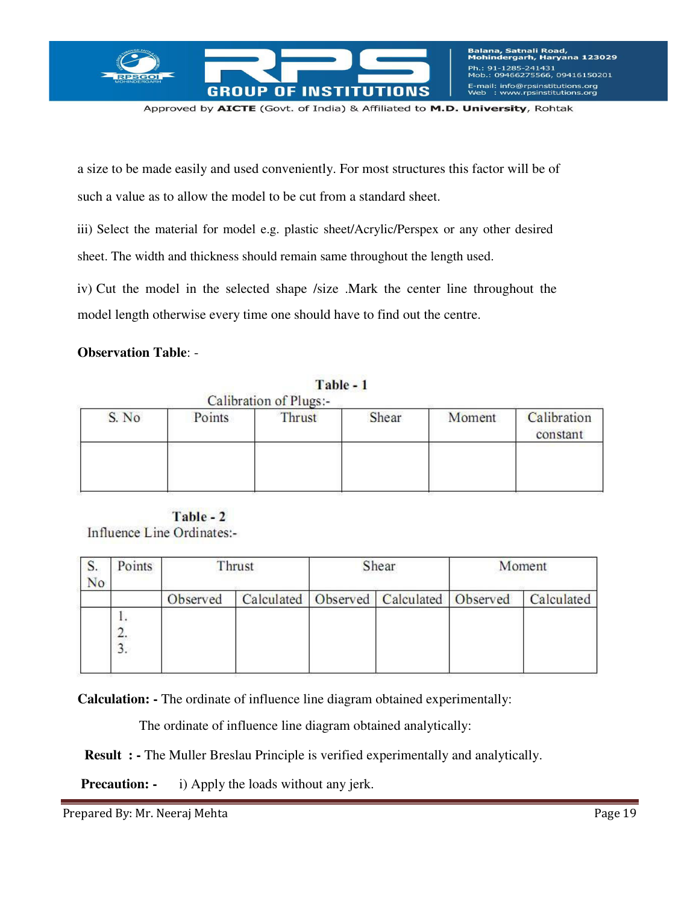a size to be made easily and used conveniently. For most structures this factor will be of such a value as to allow the model to be cut from a standard sheet.

iii) Select the material for model e.g. plastic sheet/Acrylic/Perspex or any other desired sheet. The width and thickness should remain same throughout the length used.

iv) Cut the model in the selected shape /size .Mark the center line throughout the model length otherwise every time one should have to find out the centre.

**Observation Table**: -

**Table - 1**

Calibration of Plugs:-

| S. No | Points | Thrust | Shear | Moment | Calibration constant |
|---|---|---|---|---|---|
| | | | | | |

**Table - 2**

Influence Line Ordinates:-

| S. No | Points | Thrust | | Shear | | Moment | |
|---|---|---|---|---|---|---|---|
| | | Observed | Calculated | Observed | Calculated | Observed | Calculated |
| | 1.<br>2.<br>3. | | | | | | |

**Calculation: -** The ordinate of influence line diagram obtained experimentally:

The ordinate of influence line diagram obtained analytically:

**Result : -** The Muller Breslau Principle is verified experimentally and analytically.

**Precaution: -** i) Apply the loads without any jerk.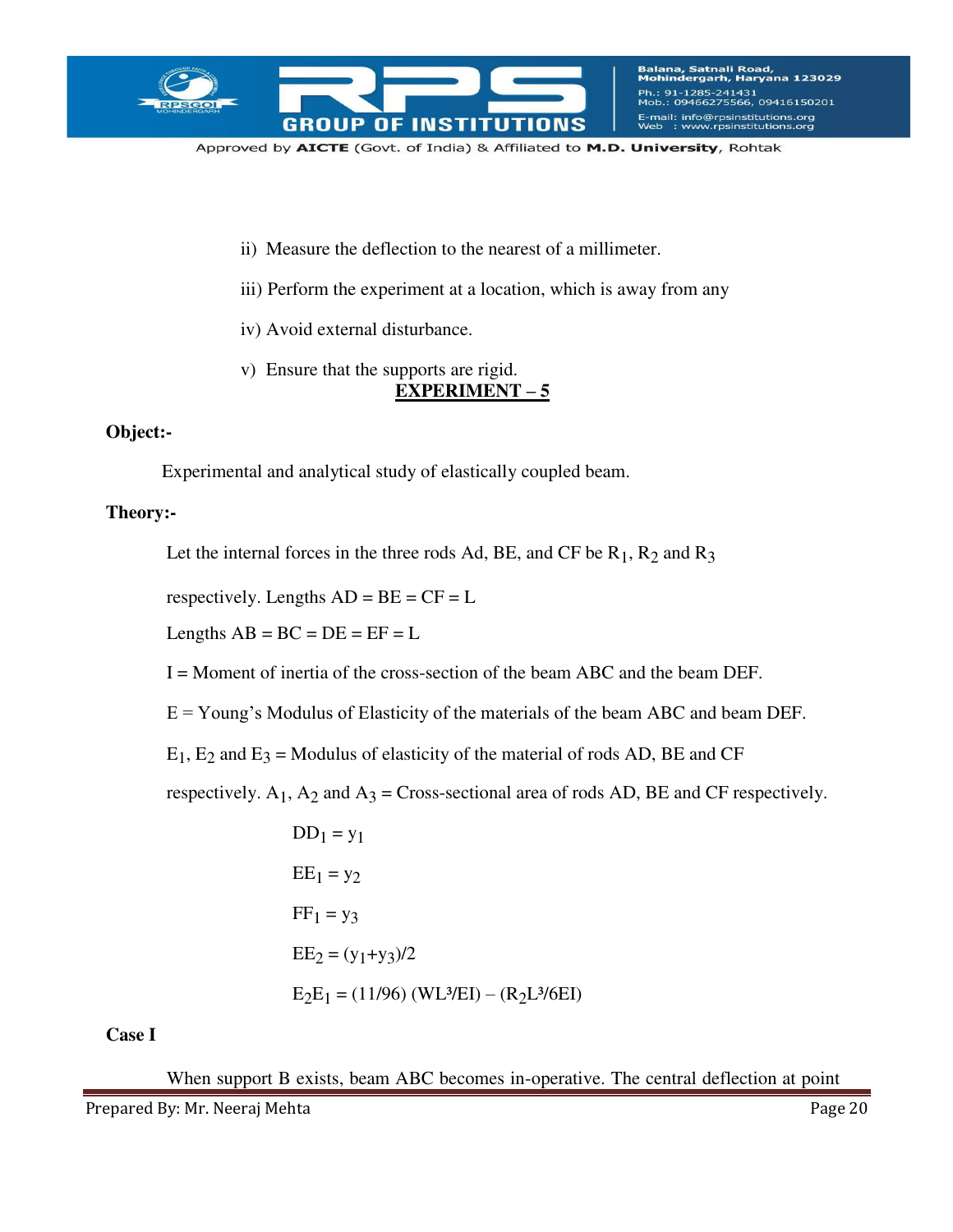ii) Measure the deflection to the nearest of a millimeter.

iii) Perform the experiment at a location, which is away from any

iv) Avoid external disturbance.

v) Ensure that the supports are rigid.

## EXPERIMENT – 5

**Object:-**

Experimental and analytical study of elastically coupled beam.

**Theory:-**

Let the internal forces in the three rods Ad, BE, and CF be $R_1$, $R_2$ and $R_3$ respectively. Lengths AD = BE = CF = L

Lengths AB = BC = DE = EF = L

I = Moment of inertia of the cross-section of the beam ABC and the beam DEF.

E = Young's Modulus of Elasticity of the materials of the beam ABC and beam DEF.

$E_1$, $E_2$ and $E_3$ = Modulus of elasticity of the material of rods AD, BE and CF respectively. $A_1$, $A_2$ and $A_3$ = Cross-sectional area of rods AD, BE and CF respectively.

$$DD_1 = y_1$$

$$EE_1 = y_2$$

$$FF_1 = y_3$$

$$EE_2 = (y_1+y_3)/2$$

$$E_2E_1 = (11/96)(WL^3/EI) - (R_2L^3/6EI)$$

**Case I**

When support B exists, beam ABC becomes in-operative. The central deflection at point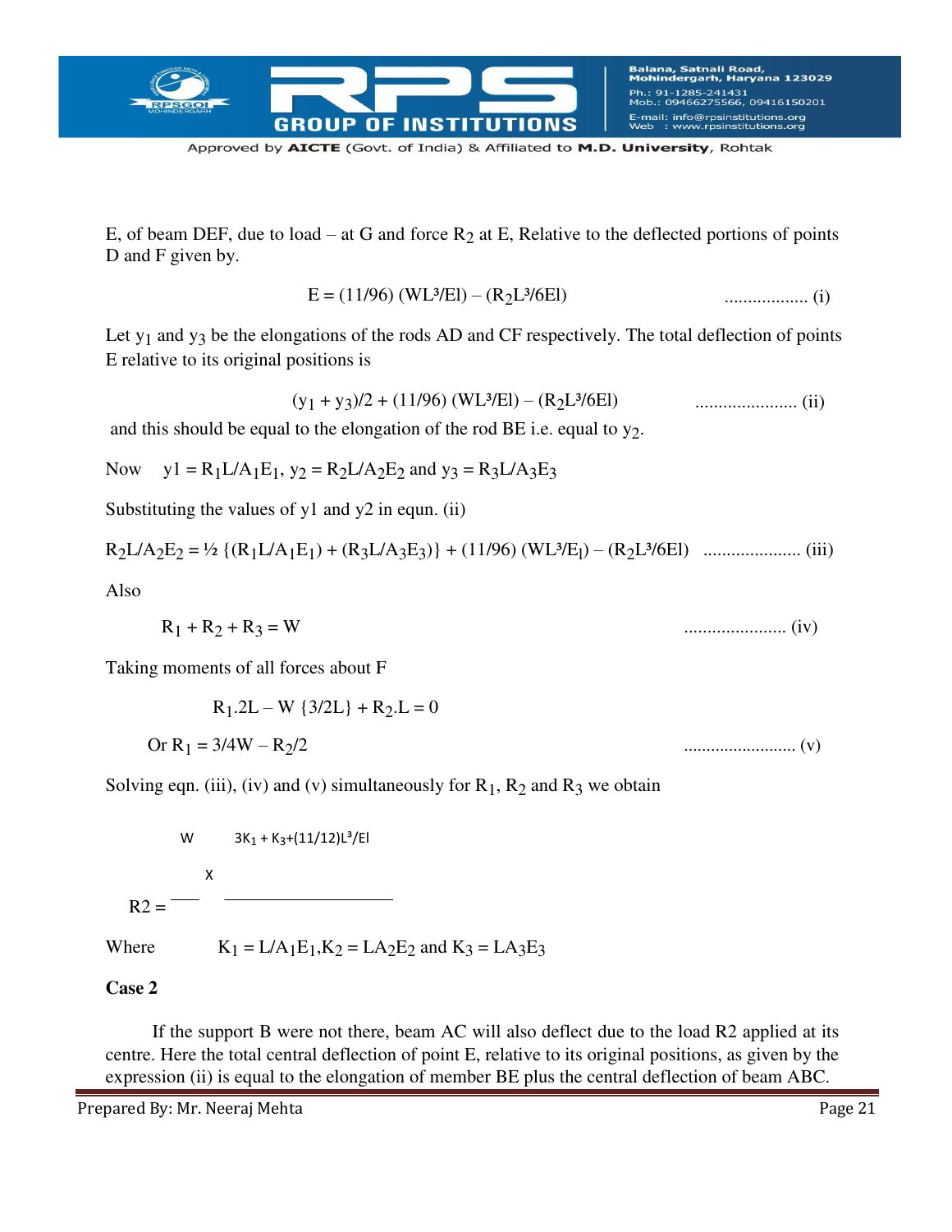E, of beam DEF, due to load – at G and force $R_2$ at E, Relative to the deflected portions of points D and F given by.

$$E = (11/96)(WL^3/EI) - (R_2L^3/6EI) \quad \text{.................. (i)}$$

Let $y_1$ and $y_3$ be the elongations of the rods AD and CF respectively. The total deflection of points E relative to its original positions is

$$(y_1 + y_3)/2 + (11/96)(WL^3/EI) - (R_2L^3/6EI) \quad \text{...................... (ii)}$$

and this should be equal to the elongation of the rod BE i.e. equal to $y_2$.

Now $y1 = R_1L/A_1E_1$, $y_2 = R_2L/A_2E_2$ and $y_3 = R_3L/A_3E_3$

Substituting the values of y1 and y2 in equn. (ii)

$$R_2L/A_2E_2 = \tfrac{1}{2}\{(R_1L/A_1E_1) + (R_3L/A_3E_3)\} + (11/96)(WL^3/E_I) - (R_2L^3/6EI) \quad \text{..................... (iii)}$$

Also

$$R_1 + R_2 + R_3 = W \quad \text{...................... (iv)}$$

Taking moments of all forces about F

$$R_1.2L - W\{3/2L\} + R_2.L = 0$$

$$\text{Or } R_1 = 3/4W - R_2/2 \quad \text{......................... (v)}$$

Solving eqn. (iii), (iv) and (v) simultaneously for $R_1$, $R_2$ and $R_3$ we obtain

$$R2 = \frac{W}{\quad} \times \frac{3K_1 + K_3 + (11/12)L^3/EI}{\quad}$$

Where $K_1 = L/A_1E_1, K_2 = LA_2E_2$ and $K_3 = LA_3E_3$

**Case 2**

If the support B were not there, beam AC will also deflect due to the load R2 applied at its centre. Here the total central deflection of point E, relative to its original positions, as given by the expression (ii) is equal to the elongation of member BE plus the central deflection of beam ABC.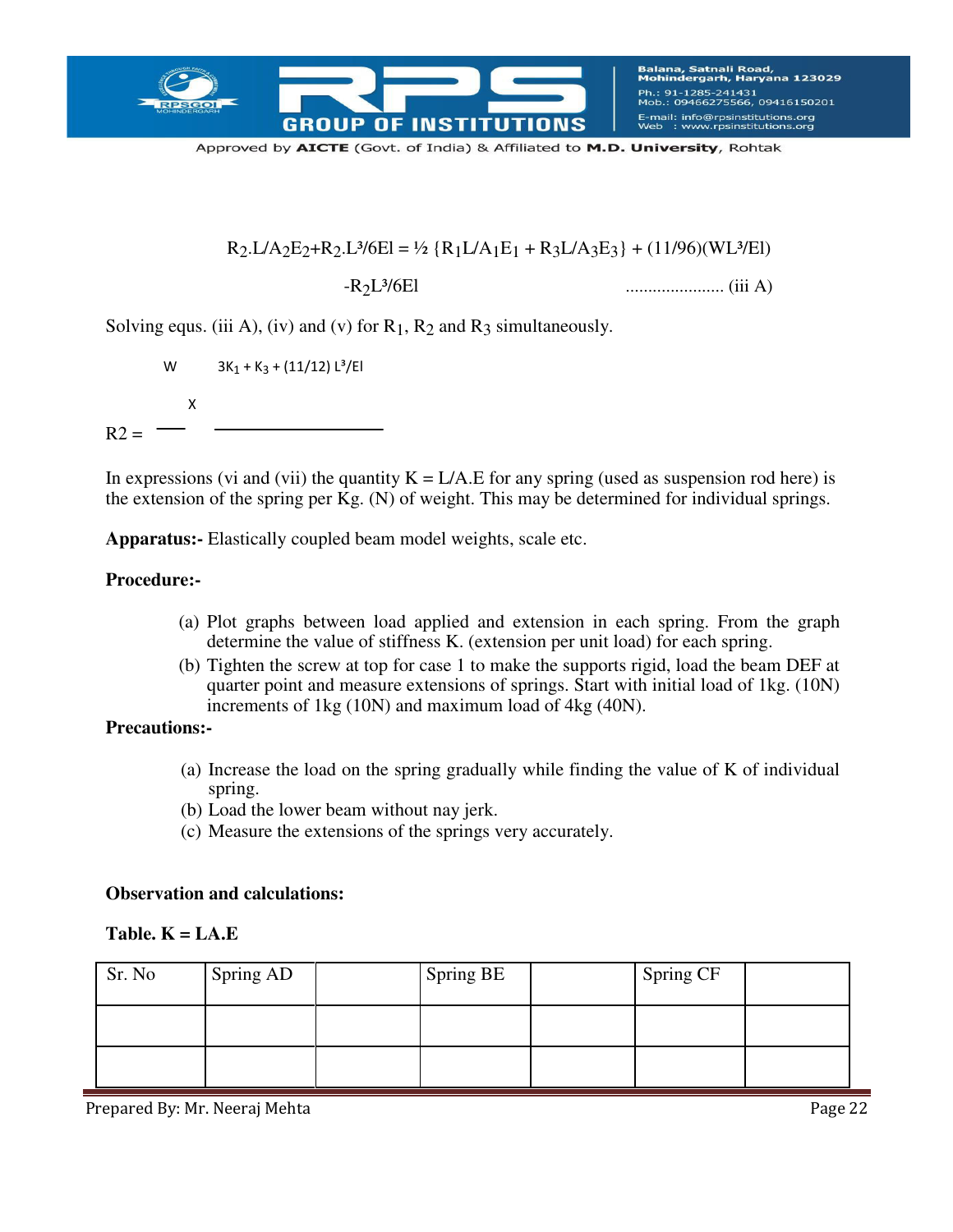$$R_2.L/A_2E_2+R_2.L^3/6EI = \frac{1}{2}\{R_1L/A_1E_1 + R_3L/A_3E_3\} + (11/96)(WL^3/EI)$$

$$-R_2L^3/6EI \qquad \text{...................... (iii A)}$$

Solving equs. (iii A), (iv) and (v) for $R_1$, $R_2$ and $R_3$ simultaneously.

$$R2 = \frac{W}{} \times \frac{3K_1 + K_3 + (11/12)\, L^3/EI}{}$$

In expressions (vi and (vii) the quantity K = L/A.E for any spring (used as suspension rod here) is the extension of the spring per Kg. (N) of weight. This may be determined for individual springs.

**Apparatus:-** Elastically coupled beam model weights, scale etc.

**Procedure:-**

(a) Plot graphs between load applied and extension in each spring. From the graph determine the value of stiffness K. (extension per unit load) for each spring.

(b) Tighten the screw at top for case 1 to make the supports rigid, load the beam DEF at quarter point and measure extensions of springs. Start with initial load of 1kg. (10N) increments of 1kg (10N) and maximum load of 4kg (40N).

**Precautions:-**

(a) Increase the load on the spring gradually while finding the value of K of individual spring.

(b) Load the lower beam without nay jerk.

(c) Measure the extensions of the springs very accurately.

**Observation and calculations:**

**Table. K = LA.E**

| Sr. No | Spring AD | | Spring BE | | Spring CF | |
|---|---|---|---|---|---|---|
| | | | | | | |
| | | | | | | |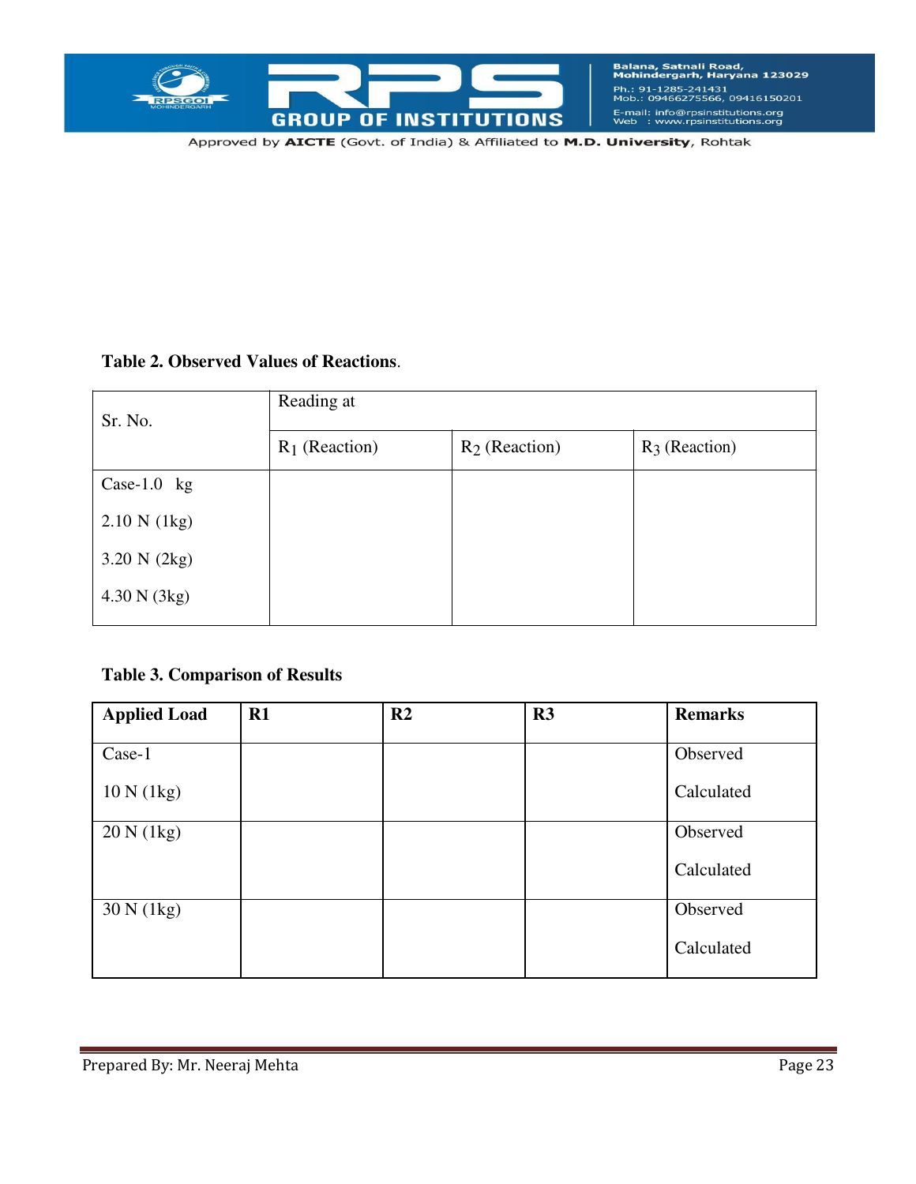**Table 2. Observed Values of Reactions**.

| Sr. No. | Reading at | | |
|---|---|---|---|
| | $R_1$ (Reaction) | $R_2$ (Reaction) | $R_3$ (Reaction) |
| Case-1.0 kg<br>2.10 N (1kg)<br>3.20 N (2kg)<br>4.30 N (3kg) | | | |

**Table 3. Comparison of Results**

| **Applied Load** | **R1** | **R2** | **R3** | **Remarks** |
|---|---|---|---|---|
| Case-1<br>10 N (1kg) | | | | Observed<br>Calculated |
| 20 N (1kg) | | | | Observed<br>Calculated |
| 30 N (1kg) | | | | Observed<br>Calculated |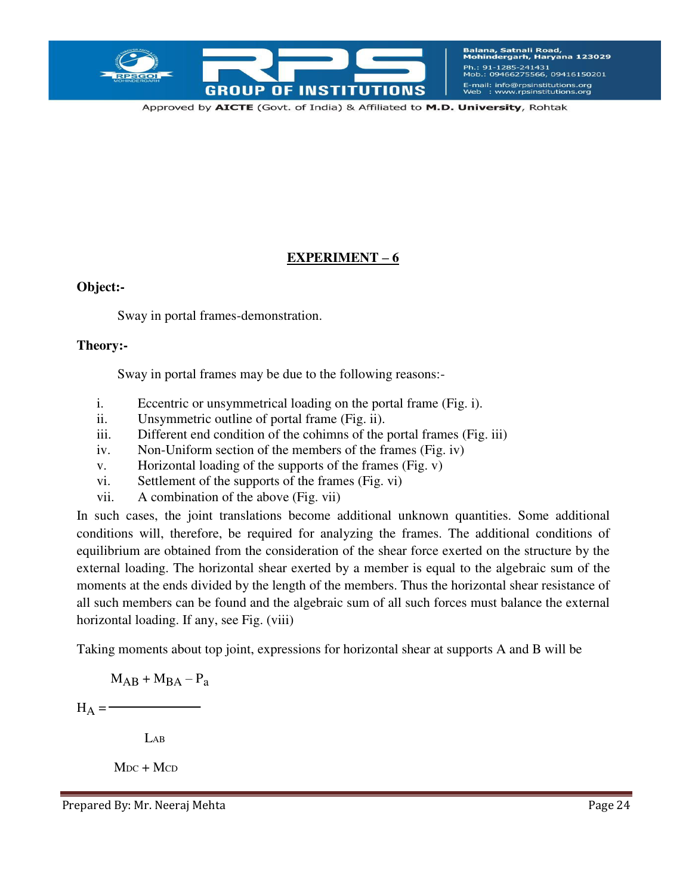## EXPERIMENT – 6

**Object:-**

Sway in portal frames-demonstration.

**Theory:-**

Sway in portal frames may be due to the following reasons:-

i. Eccentric or unsymmetrical loading on the portal frame (Fig. i).
ii. Unsymmetric outline of portal frame (Fig. ii).
iii. Different end condition of the cohimns of the portal frames (Fig. iii)
iv. Non-Uniform section of the members of the frames (Fig. iv)
v. Horizontal loading of the supports of the frames (Fig. v)
vi. Settlement of the supports of the frames (Fig. vi)
vii. A combination of the above (Fig. vii)

In such cases, the joint translations become additional unknown quantities. Some additional conditions will, therefore, be required for analyzing the frames. The additional conditions of equilibrium are obtained from the consideration of the shear force exerted on the structure by the external loading. The horizontal shear exerted by a member is equal to the algebraic sum of the moments at the ends divided by the length of the members. Thus the horizontal shear resistance of all such members can be found and the algebraic sum of all such forces must balance the external horizontal loading. If any, see Fig. (viii)

Taking moments about top joint, expressions for horizontal shear at supports A and B will be

$$H_A = \frac{M_{AB} + M_{BA} - P_a}{L_{AB}}$$

$M_{DC} + M_{CD}$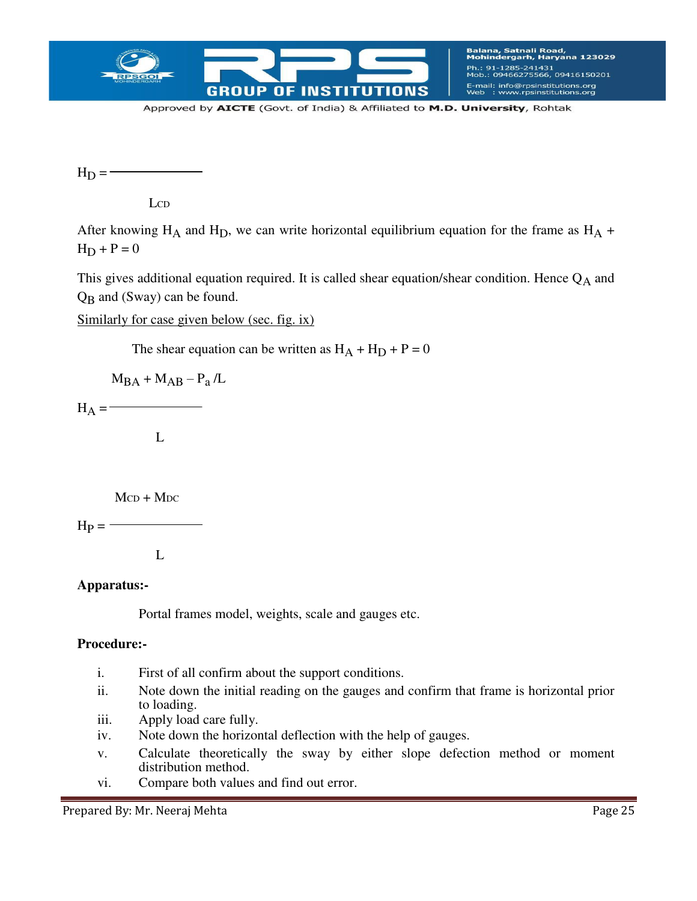$$H_D = \frac{\qquad}{L_{CD}}$$

After knowing $H_A$ and $H_D$, we can write horizontal equilibrium equation for the frame as $H_A + H_D + P = 0$

This gives additional equation required. It is called shear equation/shear condition. Hence $Q_A$ and $Q_B$ and (Sway) can be found.

Similarly for case given below (sec. fig. ix)

The shear equation can be written as $H_A + H_D + P = 0$

$$H_A = \frac{M_{BA} + M_{AB} - P_a / L}{L}$$

$$H_P = \frac{M_{CD} + M_{DC}}{L}$$

**Apparatus:-**

Portal frames model, weights, scale and gauges etc.

**Procedure:-**

i. First of all confirm about the support conditions.
ii. Note down the initial reading on the gauges and confirm that frame is horizontal prior to loading.
iii. Apply load care fully.
iv. Note down the horizontal deflection with the help of gauges.
v. Calculate theoretically the sway by either slope defection method or moment distribution method.
vi. Compare both values and find out error.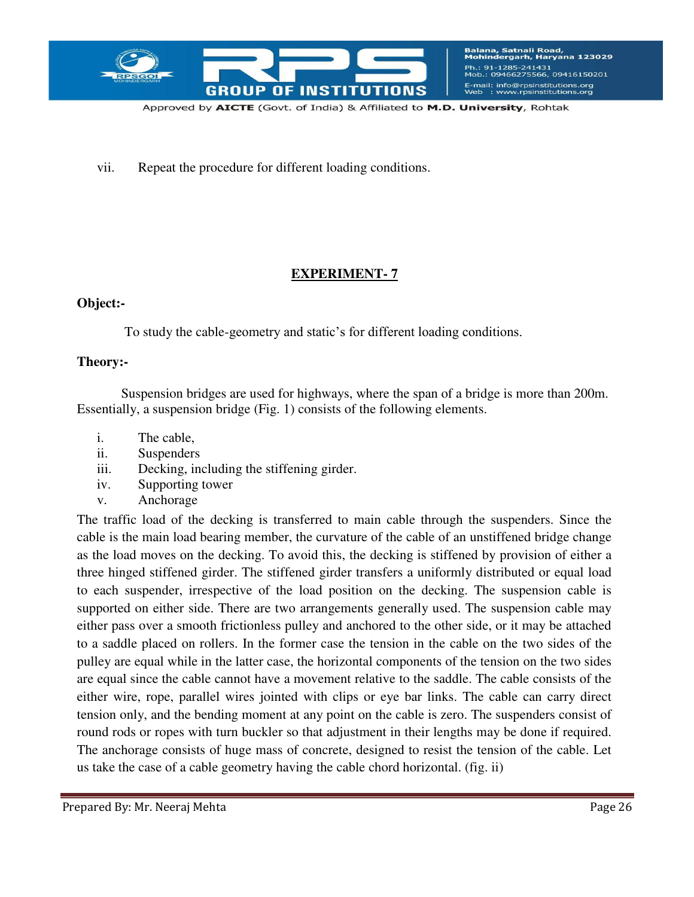vii. Repeat the procedure for different loading conditions.

## EXPERIMENT- 7

**Object:-**

To study the cable-geometry and static's for different loading conditions.

**Theory:-**

Suspension bridges are used for highways, where the span of a bridge is more than 200m. Essentially, a suspension bridge (Fig. 1) consists of the following elements.

i. The cable,
ii. Suspenders
iii. Decking, including the stiffening girder.
iv. Supporting tower
v. Anchorage

The traffic load of the decking is transferred to main cable through the suspenders. Since the cable is the main load bearing member, the curvature of the cable of an unstiffened bridge change as the load moves on the decking. To avoid this, the decking is stiffened by provision of either a three hinged stiffened girder. The stiffened girder transfers a uniformly distributed or equal load to each suspender, irrespective of the load position on the decking. The suspension cable is supported on either side. There are two arrangements generally used. The suspension cable may either pass over a smooth frictionless pulley and anchored to the other side, or it may be attached to a saddle placed on rollers. In the former case the tension in the cable on the two sides of the pulley are equal while in the latter case, the horizontal components of the tension on the two sides are equal since the cable cannot have a movement relative to the saddle. The cable consists of the either wire, rope, parallel wires jointed with clips or eye bar links. The cable can carry direct tension only, and the bending moment at any point on the cable is zero. The suspenders consist of round rods or ropes with turn buckler so that adjustment in their lengths may be done if required. The anchorage consists of huge mass of concrete, designed to resist the tension of the cable. Let us take the case of a cable geometry having the cable chord horizontal. (fig. ii)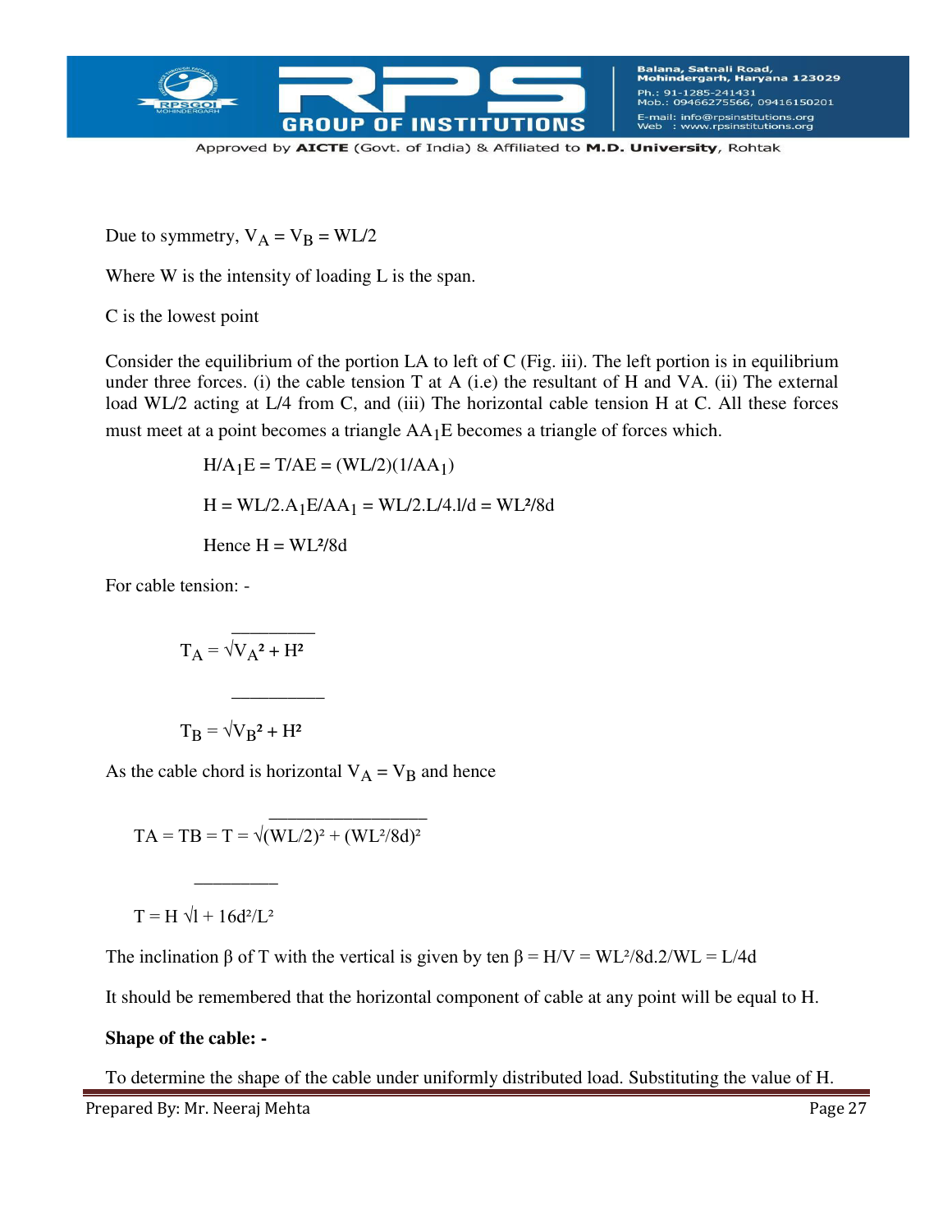Due to symmetry, $V_A = V_B = WL/2$

Where W is the intensity of loading L is the span.

C is the lowest point

Consider the equilibrium of the portion LA to left of C (Fig. iii). The left portion is in equilibrium under three forces. (i) the cable tension T at A (i.e) the resultant of H and VA. (ii) The external load WL/2 acting at L/4 from C, and (iii) The horizontal cable tension H at C. All these forces must meet at a point becomes a triangle $AA_1E$ becomes a triangle of forces which.

$$H/A_1E = T/AE = (WL/2)(1/AA_1)$$

$$H = WL/2.A_1E/AA_1 = WL/2.L/4.1/d = WL^2/8d$$

$$\text{Hence } H = WL^2/8d$$

For cable tension: -

$$T_A = \sqrt{V_A^2 + H^2}$$

$$T_B = \sqrt{V_B^2 + H^2}$$

As the cable chord is horizontal $V_A = V_B$ and hence

$$TA = TB = T = \sqrt{(WL/2)^2 + (WL^2/8d)^2}$$

$$T = H\sqrt{1 + 16d^2/L^2}$$

The inclination β of T with the vertical is given by ten $\beta = H/V = WL^2/8d.2/WL = L/4d$

It should be remembered that the horizontal component of cable at any point will be equal to H.

**Shape of the cable: -**

To determine the shape of the cable under uniformly distributed load. Substituting the value of H.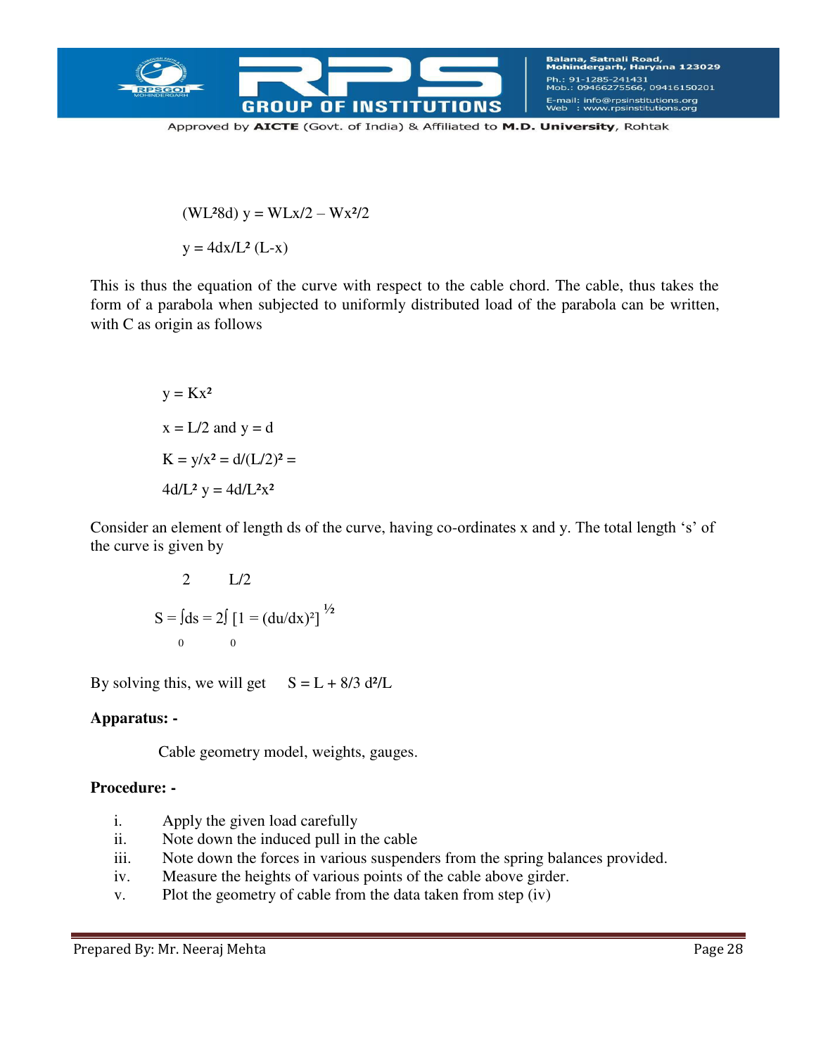$(WL^2 8d)\ y = WLx/2 - Wx^2/2$

$y = 4dx/L^2\ (L-x)$

This is thus the equation of the curve with respect to the cable chord. The cable, thus takes the form of a parabola when subjected to uniformly distributed load of the parabola can be written, with C as origin as follows

$y = Kx^2$

$x = L/2$ and $y = d$

$K = y/x^2 = d/(L/2)^2 =$

$4d/L^2\ y = 4d/L^2 x^2$

Consider an element of length ds of the curve, having co-ordinates x and y. The total length 's' of the curve is given by

$$S = \int_0^2 ds = 2\int_0^{L/2} [1 = (du/dx)^2]^{1/2}$$

By solving this, we will get $S = L + 8/3\ d^2/L$

**Apparatus: -**

Cable geometry model, weights, gauges.

**Procedure: -**

i. Apply the given load carefully
ii. Note down the induced pull in the cable
iii. Note down the forces in various suspenders from the spring balances provided.
iv. Measure the heights of various points of the cable above girder.
v. Plot the geometry of cable from the data taken from step (iv)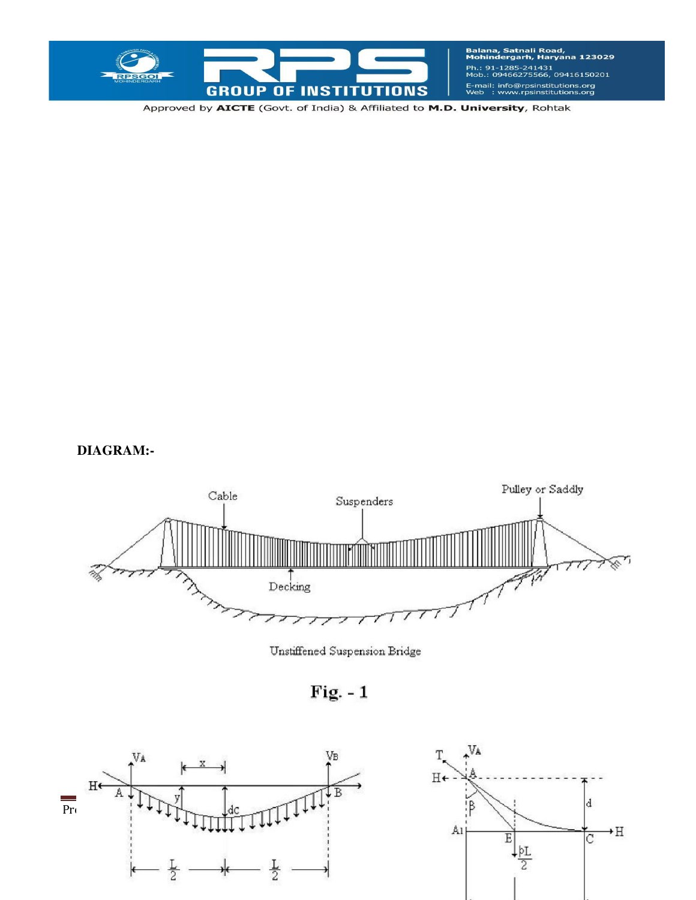**DIAGRAM:-**

Unstiffened Suspension Bridge

**Fig. - 1**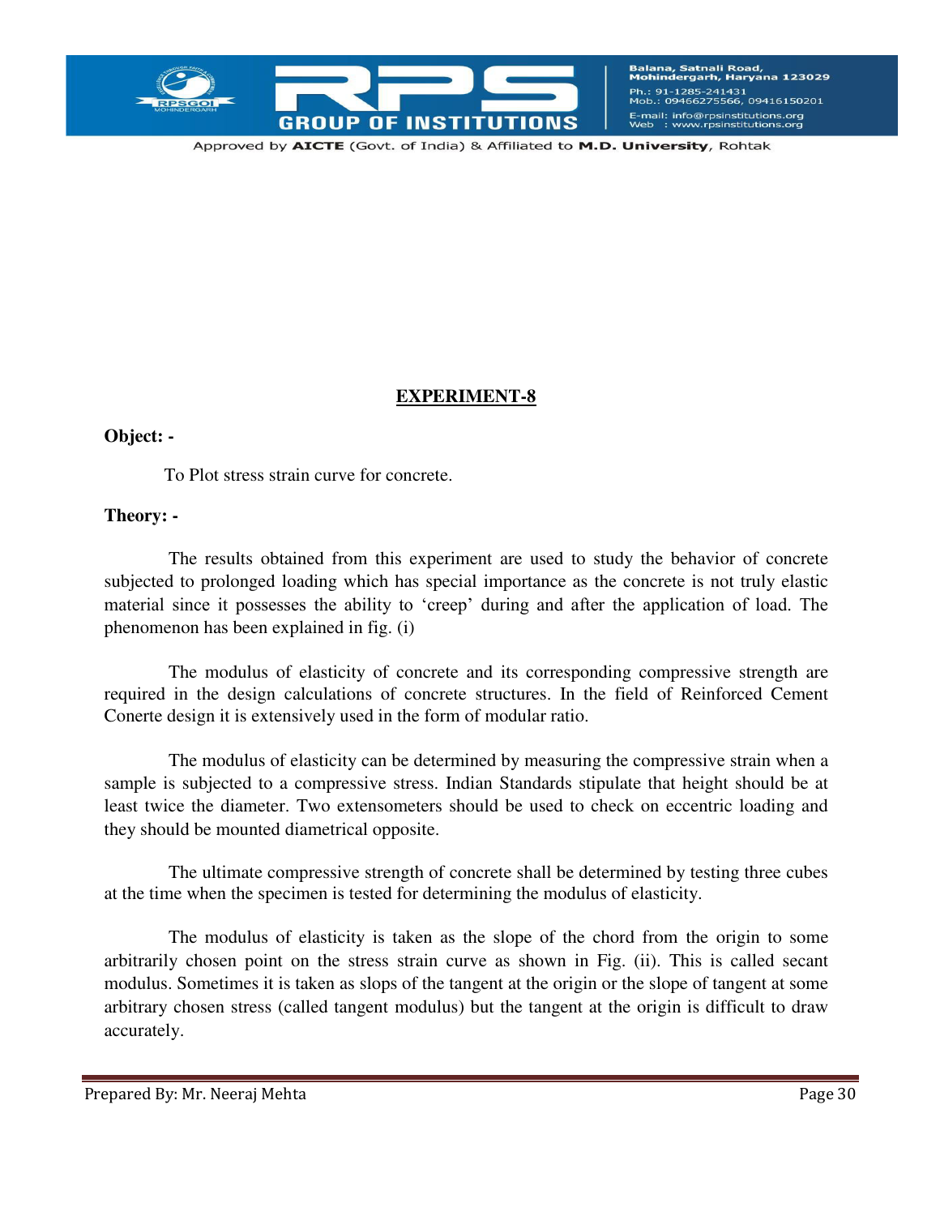## EXPERIMENT-8

**Object: -**

To Plot stress strain curve for concrete.

**Theory: -**

The results obtained from this experiment are used to study the behavior of concrete subjected to prolonged loading which has special importance as the concrete is not truly elastic material since it possesses the ability to 'creep' during and after the application of load. The phenomenon has been explained in fig. (i)

The modulus of elasticity of concrete and its corresponding compressive strength are required in the design calculations of concrete structures. In the field of Reinforced Cement Conerte design it is extensively used in the form of modular ratio.

The modulus of elasticity can be determined by measuring the compressive strain when a sample is subjected to a compressive stress. Indian Standards stipulate that height should be at least twice the diameter. Two extensometers should be used to check on eccentric loading and they should be mounted diametrical opposite.

The ultimate compressive strength of concrete shall be determined by testing three cubes at the time when the specimen is tested for determining the modulus of elasticity.

The modulus of elasticity is taken as the slope of the chord from the origin to some arbitrarily chosen point on the stress strain curve as shown in Fig. (ii). This is called secant modulus. Sometimes it is taken as slops of the tangent at the origin or the slope of tangent at some arbitrary chosen stress (called tangent modulus) but the tangent at the origin is difficult to draw accurately.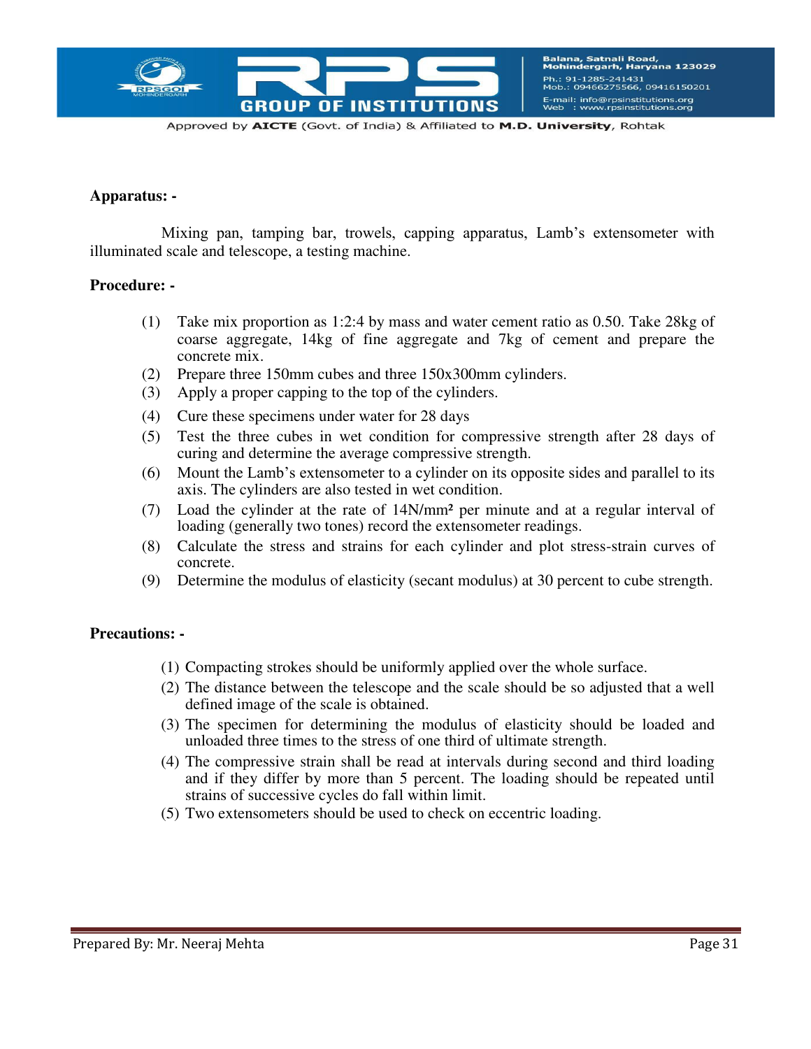**Apparatus: -**

Mixing pan, tamping bar, trowels, capping apparatus, Lamb's extensometer with illuminated scale and telescope, a testing machine.

**Procedure: -**

(1) Take mix proportion as 1:2:4 by mass and water cement ratio as 0.50. Take 28kg of coarse aggregate, 14kg of fine aggregate and 7kg of cement and prepare the concrete mix.

(2) Prepare three 150mm cubes and three 150x300mm cylinders.

(3) Apply a proper capping to the top of the cylinders.

(4) Cure these specimens under water for 28 days

(5) Test the three cubes in wet condition for compressive strength after 28 days of curing and determine the average compressive strength.

(6) Mount the Lamb's extensometer to a cylinder on its opposite sides and parallel to its axis. The cylinders are also tested in wet condition.

(7) Load the cylinder at the rate of 14N/mm² per minute and at a regular interval of loading (generally two tones) record the extensometer readings.

(8) Calculate the stress and strains for each cylinder and plot stress-strain curves of concrete.

(9) Determine the modulus of elasticity (secant modulus) at 30 percent to cube strength.

**Precautions: -**

(1) Compacting strokes should be uniformly applied over the whole surface.

(2) The distance between the telescope and the scale should be so adjusted that a well defined image of the scale is obtained.

(3) The specimen for determining the modulus of elasticity should be loaded and unloaded three times to the stress of one third of ultimate strength.

(4) The compressive strain shall be read at intervals during second and third loading and if they differ by more than 5 percent. The loading should be repeated until strains of successive cycles do fall within limit.

(5) Two extensometers should be used to check on eccentric loading.